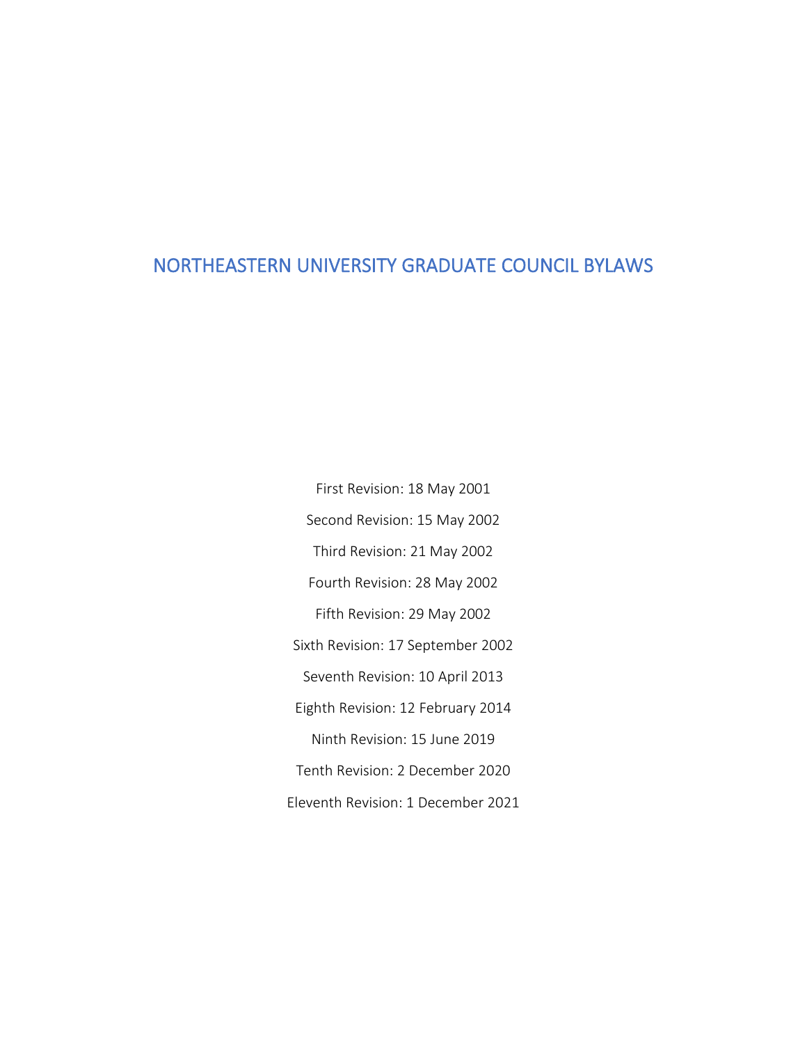# NORTHEASTERN UNIVERSITY GRADUATE COUNCIL BYLAWS

First Revision: 18 May 2001

Second Revision: 15 May 2002

Third Revision: 21 May 2002

Fourth Revision: 28 May 2002

Fifth Revision: 29 May 2002

Sixth Revision: 17 September 2002

Seventh Revision: 10 April 2013

Eighth Revision: 12 February 2014

Ninth Revision: 15 June 2019

Tenth Revision: 2 December 2020

Eleventh Revision: 1 December 2021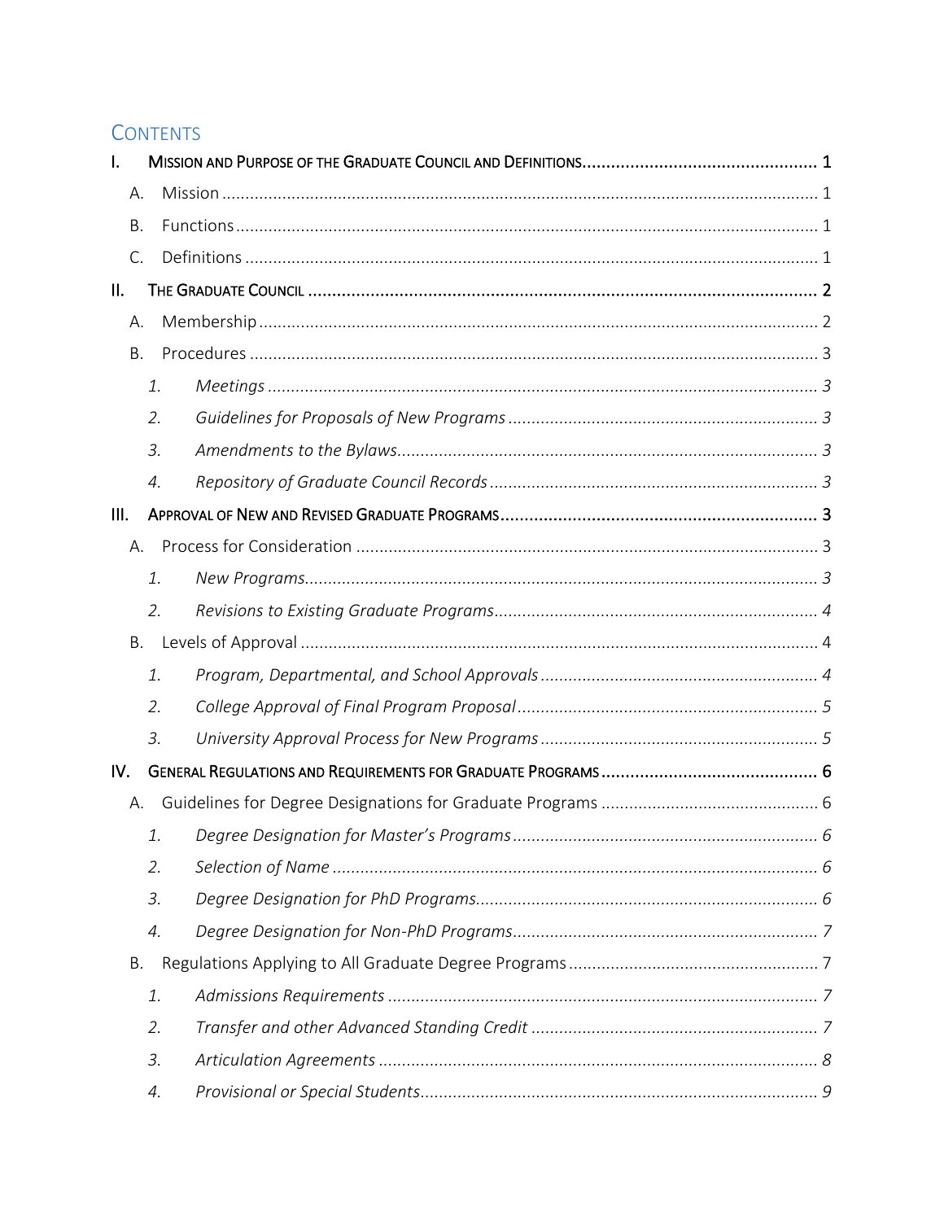## Contents

- I. Mission and Purpose of the Graduate Council and Definitions ........ 1
  - A. Mission ........ 1
  - B. Functions ........ 1
  - C. Definitions ........ 1
- II. The Graduate Council ........ 2
  - A. Membership ........ 2
  - B. Procedures ........ 3
    - 1. *Meetings* ........ *3*
    - 2. *Guidelines for Proposals of New Programs* ........ *3*
    - 3. *Amendments to the Bylaws* ........ *3*
    - 4. *Repository of Graduate Council Records* ........ *3*
- III. Approval of New and Revised Graduate Programs ........ 3
  - A. Process for Consideration ........ 3
    - 1. *New Programs* ........ *3*
    - 2. *Revisions to Existing Graduate Programs* ........ *4*
  - B. Levels of Approval ........ 4
    - 1. *Program, Departmental, and School Approvals* ........ *4*
    - 2. *College Approval of Final Program Proposal* ........ *5*
    - 3. *University Approval Process for New Programs* ........ *5*
- IV. General Regulations and Requirements for Graduate Programs ........ 6
  - A. Guidelines for Degree Designations for Graduate Programs ........ 6
    - 1. *Degree Designation for Master's Programs* ........ *6*
    - 2. *Selection of Name* ........ *6*
    - 3. *Degree Designation for PhD Programs* ........ *6*
    - 4. *Degree Designation for Non-PhD Programs* ........ *7*
  - B. Regulations Applying to All Graduate Degree Programs ........ 7
    - 1. *Admissions Requirements* ........ *7*
    - 2. *Transfer and other Advanced Standing Credit* ........ *7*
    - 3. *Articulation Agreements* ........ *8*
    - 4. *Provisional or Special Students* ........ *9*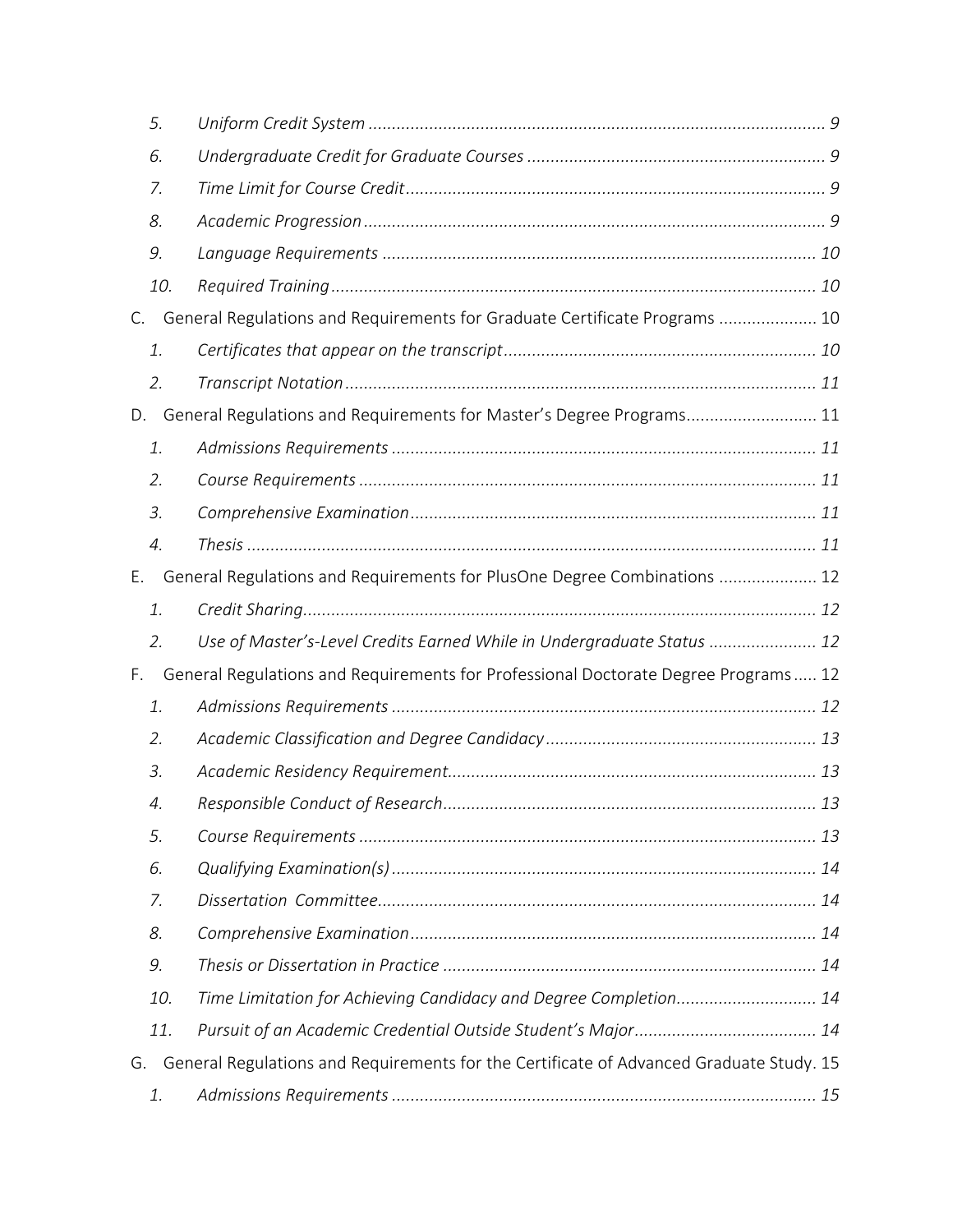5. *Uniform Credit System* ... 9
6. *Undergraduate Credit for Graduate Courses* ... 9
7. *Time Limit for Course Credit* ... 9
8. *Academic Progression* ... 9
9. *Language Requirements* ... 10
10. *Required Training* ... 10

C. General Regulations and Requirements for Graduate Certificate Programs ... 10

1. *Certificates that appear on the transcript* ... 10
2. *Transcript Notation* ... 11

D. General Regulations and Requirements for Master's Degree Programs ... 11

1. *Admissions Requirements* ... 11
2. *Course Requirements* ... 11
3. *Comprehensive Examination* ... 11
4. *Thesis* ... 11

E. General Regulations and Requirements for PlusOne Degree Combinations ... 12

1. *Credit Sharing* ... 12
2. *Use of Master's-Level Credits Earned While in Undergraduate Status* ... 12

F. General Regulations and Requirements for Professional Doctorate Degree Programs ... 12

1. *Admissions Requirements* ... 12
2. *Academic Classification and Degree Candidacy* ... 13
3. *Academic Residency Requirement* ... 13
4. *Responsible Conduct of Research* ... 13
5. *Course Requirements* ... 13
6. *Qualifying Examination(s)* ... 14
7. *Dissertation Committee* ... 14
8. *Comprehensive Examination* ... 14
9. *Thesis or Dissertation in Practice* ... 14
10. *Time Limitation for Achieving Candidacy and Degree Completion* ... 14
11. *Pursuit of an Academic Credential Outside Student's Major* ... 14

G. General Regulations and Requirements for the Certificate of Advanced Graduate Study. 15

1. *Admissions Requirements* ... 15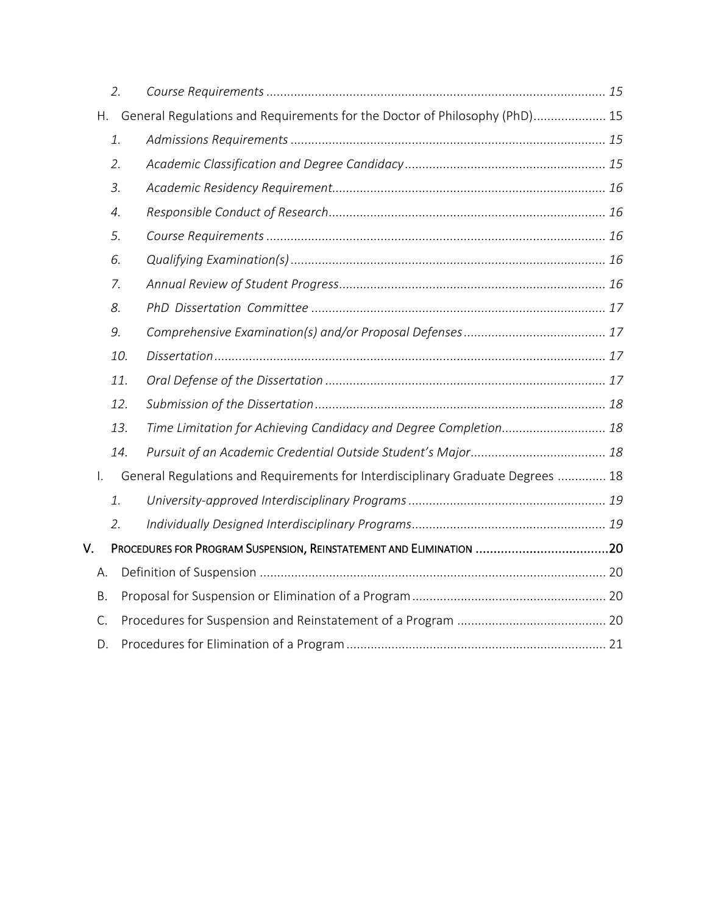2. *Course Requirements* ........................................................................................ 15

H. General Regulations and Requirements for the Doctor of Philosophy (PhD)..................... 15

1. *Admissions Requirements* ........................................................................................ 15
2. *Academic Classification and Degree Candidacy* ......................................................... 15
3. *Academic Residency Requirement*............................................................................ 16
4. *Responsible Conduct of Research*.............................................................................. 16
5. *Course Requirements* ................................................................................................ 16
6. *Qualifying Examination(s)* ........................................................................................ 16
7. *Annual Review of Student Progress*.......................................................................... 16
8. *PhD Dissertation Committee* ................................................................................... 17
9. *Comprehensive Examination(s) and/or Proposal Defenses*......................................... 17
10. *Dissertation*............................................................................................................... 17
11. *Oral Defense of the Dissertation* ............................................................................... 17
12. *Submission of the Dissertation*.................................................................................. 18
13. *Time Limitation for Achieving Candidacy and Degree Completion*.............................. 18
14. *Pursuit of an Academic Credential Outside Student's Major*....................................... 18

I. General Regulations and Requirements for Interdisciplinary Graduate Degrees ............. 18

1. *University-approved Interdisciplinary Programs* ......................................................... 19
2. *Individually Designed Interdisciplinary Programs*........................................................ 19

V. PROCEDURES FOR PROGRAM SUSPENSION, REINSTATEMENT AND ELIMINATION .....................................20

A. Definition of Suspension ................................................................................................... 20

B. Proposal for Suspension or Elimination of a Program........................................................ 20

C. Procedures for Suspension and Reinstatement of a Program ........................................... 20

D. Procedures for Elimination of a Program .......................................................................... 21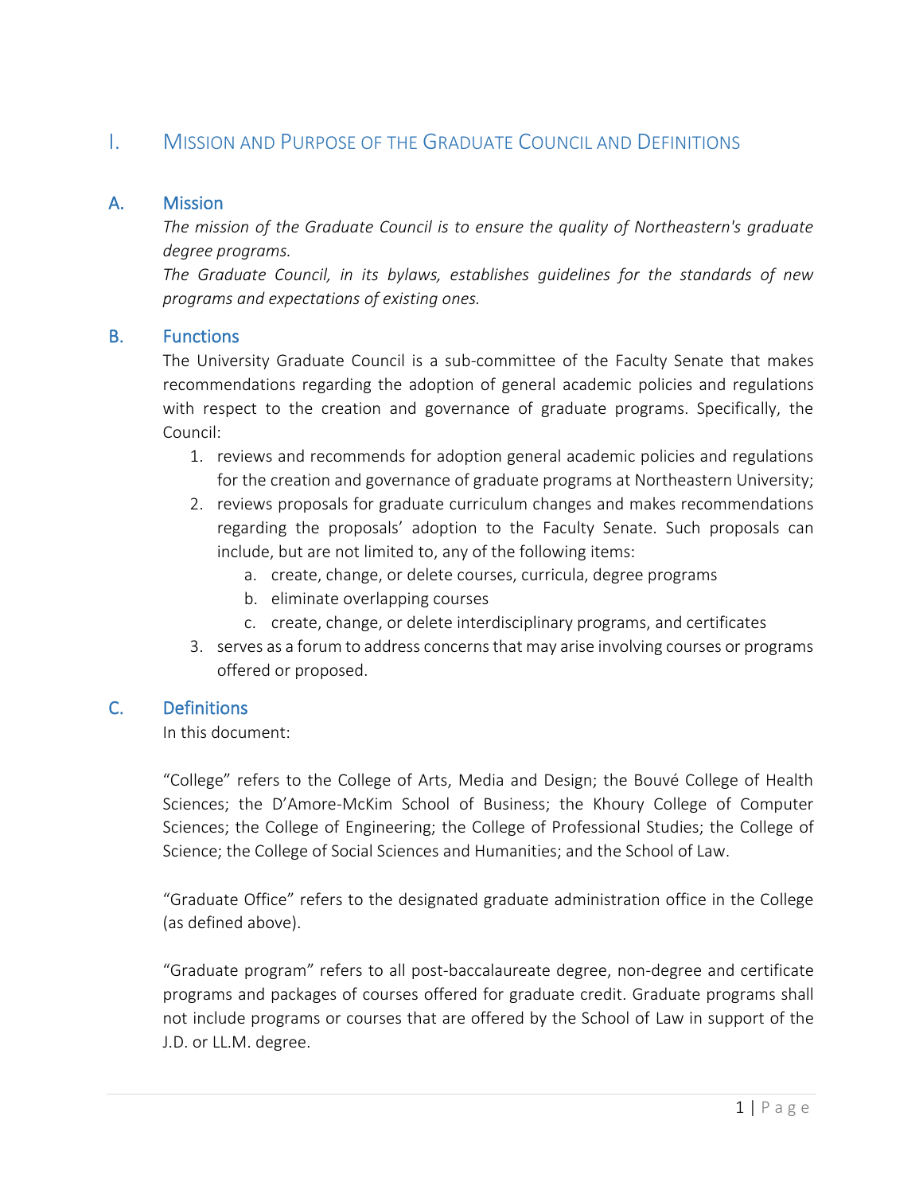# I. Mission and Purpose of the Graduate Council and Definitions

## A. Mission

*The mission of the Graduate Council is to ensure the quality of Northeastern's graduate degree programs.*

*The Graduate Council, in its bylaws, establishes guidelines for the standards of new programs and expectations of existing ones.*

## B. Functions

The University Graduate Council is a sub-committee of the Faculty Senate that makes recommendations regarding the adoption of general academic policies and regulations with respect to the creation and governance of graduate programs. Specifically, the Council:

1. reviews and recommends for adoption general academic policies and regulations for the creation and governance of graduate programs at Northeastern University;
2. reviews proposals for graduate curriculum changes and makes recommendations regarding the proposals' adoption to the Faculty Senate. Such proposals can include, but are not limited to, any of the following items:
   a. create, change, or delete courses, curricula, degree programs
   b. eliminate overlapping courses
   c. create, change, or delete interdisciplinary programs, and certificates
3. serves as a forum to address concerns that may arise involving courses or programs offered or proposed.

## C. Definitions

In this document:

"College" refers to the College of Arts, Media and Design; the Bouvé College of Health Sciences; the D'Amore-McKim School of Business; the Khoury College of Computer Sciences; the College of Engineering; the College of Professional Studies; the College of Science; the College of Social Sciences and Humanities; and the School of Law.

"Graduate Office" refers to the designated graduate administration office in the College (as defined above).

"Graduate program" refers to all post-baccalaureate degree, non-degree and certificate programs and packages of courses offered for graduate credit. Graduate programs shall not include programs or courses that are offered by the School of Law in support of the J.D. or LL.M. degree.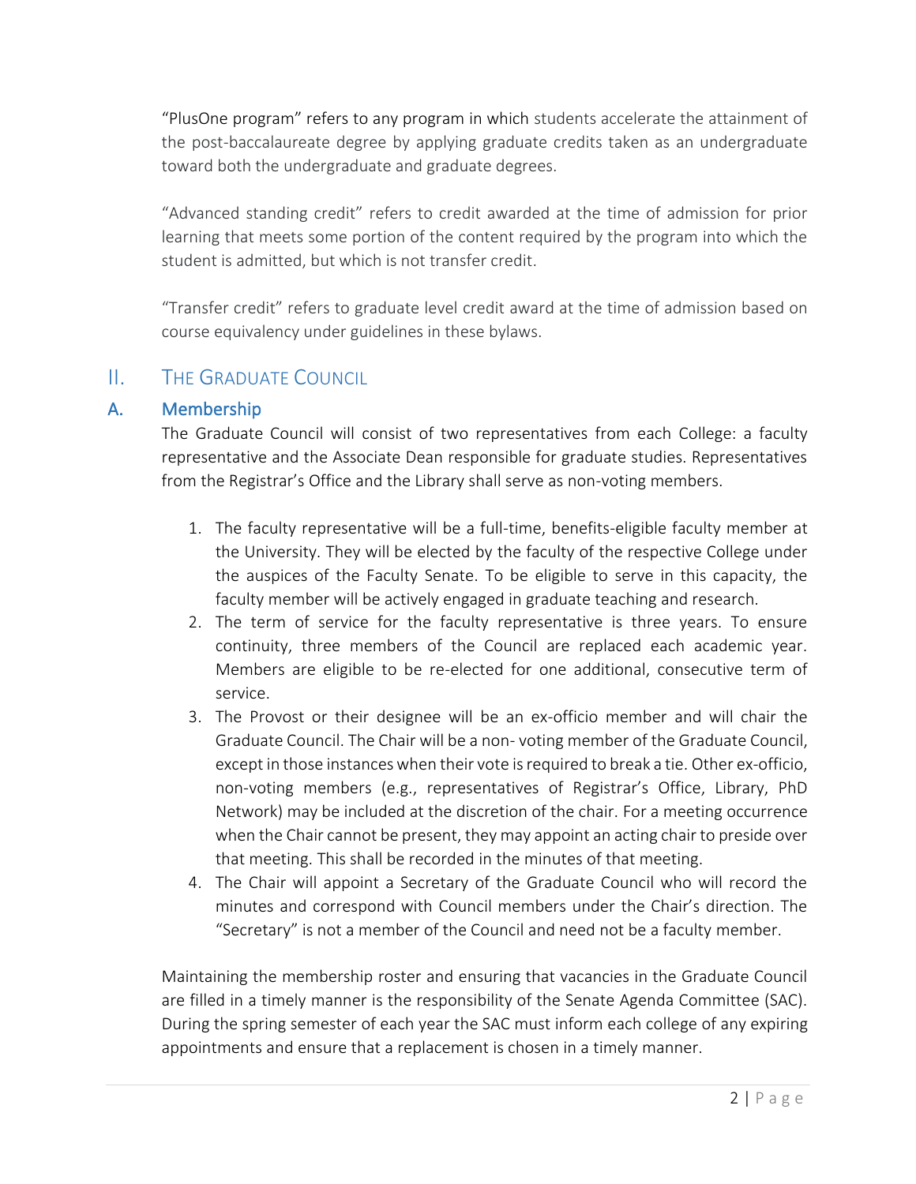"PlusOne program" refers to any program in which students accelerate the attainment of the post-baccalaureate degree by applying graduate credits taken as an undergraduate toward both the undergraduate and graduate degrees.

"Advanced standing credit" refers to credit awarded at the time of admission for prior learning that meets some portion of the content required by the program into which the student is admitted, but which is not transfer credit.

"Transfer credit" refers to graduate level credit award at the time of admission based on course equivalency under guidelines in these bylaws.

## II. The Graduate Council

### A. Membership

The Graduate Council will consist of two representatives from each College: a faculty representative and the Associate Dean responsible for graduate studies. Representatives from the Registrar's Office and the Library shall serve as non-voting members.

1. The faculty representative will be a full-time, benefits-eligible faculty member at the University. They will be elected by the faculty of the respective College under the auspices of the Faculty Senate. To be eligible to serve in this capacity, the faculty member will be actively engaged in graduate teaching and research.
2. The term of service for the faculty representative is three years. To ensure continuity, three members of the Council are replaced each academic year. Members are eligible to be re-elected for one additional, consecutive term of service.
3. The Provost or their designee will be an ex-officio member and will chair the Graduate Council. The Chair will be a non- voting member of the Graduate Council, except in those instances when their vote is required to break a tie. Other ex-officio, non-voting members (e.g., representatives of Registrar's Office, Library, PhD Network) may be included at the discretion of the chair. For a meeting occurrence when the Chair cannot be present, they may appoint an acting chair to preside over that meeting. This shall be recorded in the minutes of that meeting.
4. The Chair will appoint a Secretary of the Graduate Council who will record the minutes and correspond with Council members under the Chair's direction. The "Secretary" is not a member of the Council and need not be a faculty member.

Maintaining the membership roster and ensuring that vacancies in the Graduate Council are filled in a timely manner is the responsibility of the Senate Agenda Committee (SAC). During the spring semester of each year the SAC must inform each college of any expiring appointments and ensure that a replacement is chosen in a timely manner.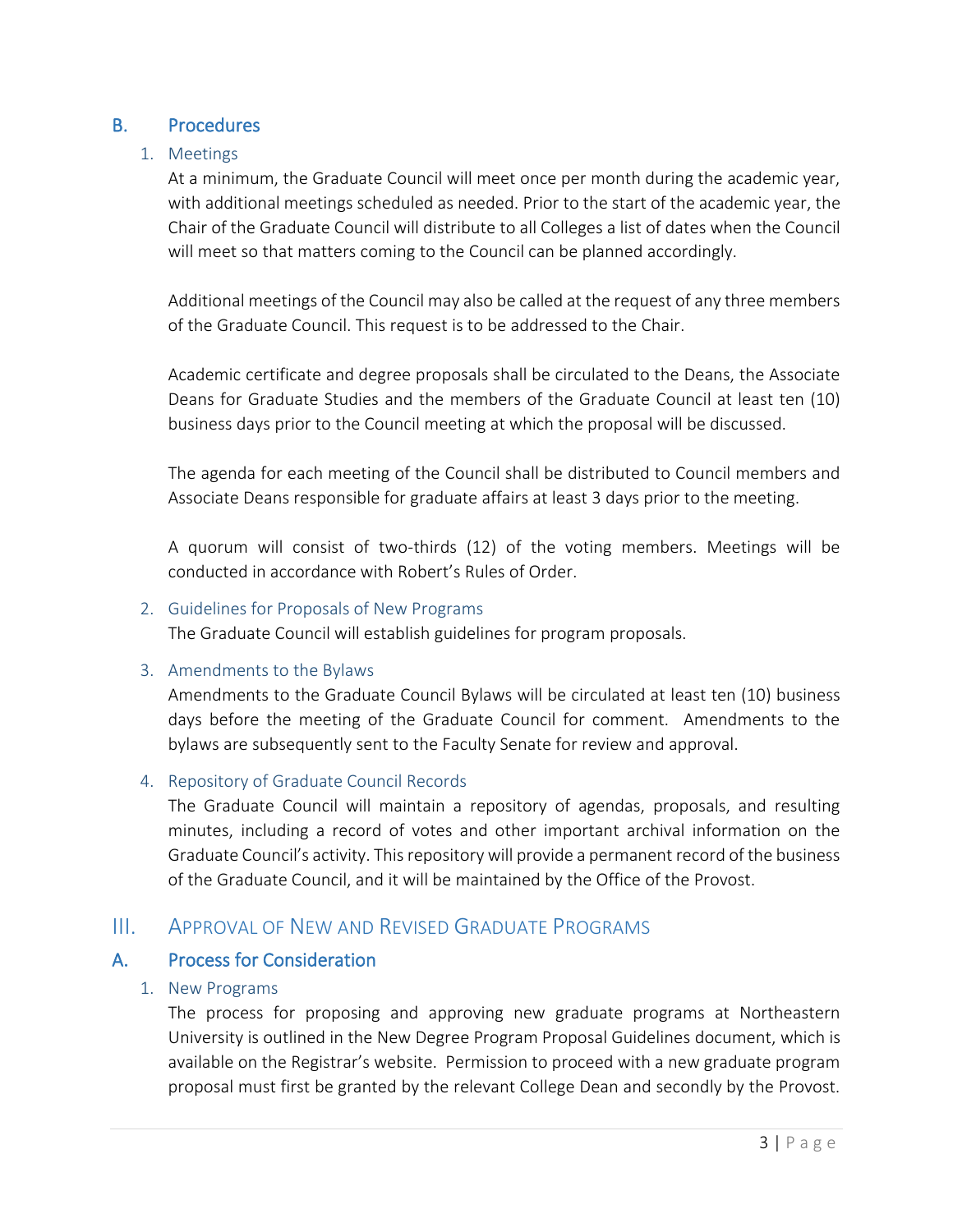## B. Procedures

### 1. Meetings

At a minimum, the Graduate Council will meet once per month during the academic year, with additional meetings scheduled as needed. Prior to the start of the academic year, the Chair of the Graduate Council will distribute to all Colleges a list of dates when the Council will meet so that matters coming to the Council can be planned accordingly.

Additional meetings of the Council may also be called at the request of any three members of the Graduate Council. This request is to be addressed to the Chair.

Academic certificate and degree proposals shall be circulated to the Deans, the Associate Deans for Graduate Studies and the members of the Graduate Council at least ten (10) business days prior to the Council meeting at which the proposal will be discussed.

The agenda for each meeting of the Council shall be distributed to Council members and Associate Deans responsible for graduate affairs at least 3 days prior to the meeting.

A quorum will consist of two-thirds (12) of the voting members. Meetings will be conducted in accordance with Robert's Rules of Order.

### 2. Guidelines for Proposals of New Programs

The Graduate Council will establish guidelines for program proposals.

### 3. Amendments to the Bylaws

Amendments to the Graduate Council Bylaws will be circulated at least ten (10) business days before the meeting of the Graduate Council for comment. Amendments to the bylaws are subsequently sent to the Faculty Senate for review and approval.

### 4. Repository of Graduate Council Records

The Graduate Council will maintain a repository of agendas, proposals, and resulting minutes, including a record of votes and other important archival information on the Graduate Council's activity. This repository will provide a permanent record of the business of the Graduate Council, and it will be maintained by the Office of the Provost.

# III. Approval of New and Revised Graduate Programs

## A. Process for Consideration

### 1. New Programs

The process for proposing and approving new graduate programs at Northeastern University is outlined in the New Degree Program Proposal Guidelines document, which is available on the Registrar's website. Permission to proceed with a new graduate program proposal must first be granted by the relevant College Dean and secondly by the Provost.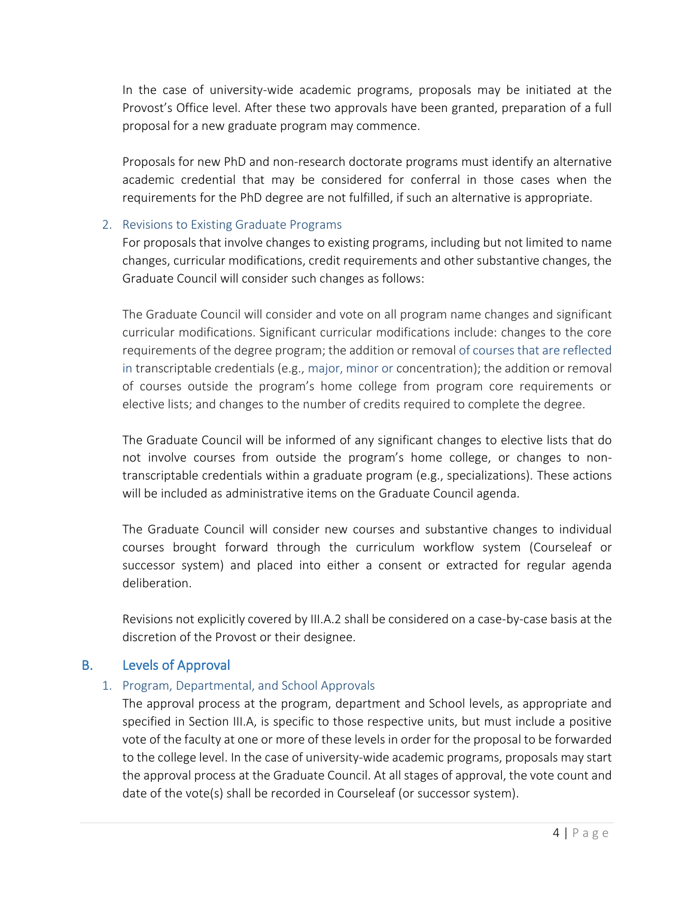In the case of university-wide academic programs, proposals may be initiated at the Provost's Office level. After these two approvals have been granted, preparation of a full proposal for a new graduate program may commence.

Proposals for new PhD and non-research doctorate programs must identify an alternative academic credential that may be considered for conferral in those cases when the requirements for the PhD degree are not fulfilled, if such an alternative is appropriate.

### 2. Revisions to Existing Graduate Programs

For proposals that involve changes to existing programs, including but not limited to name changes, curricular modifications, credit requirements and other substantive changes, the Graduate Council will consider such changes as follows:

The Graduate Council will consider and vote on all program name changes and significant curricular modifications. Significant curricular modifications include: changes to the core requirements of the degree program; the addition or removal of courses that are reflected in transcriptable credentials (e.g., major, minor or concentration); the addition or removal of courses outside the program's home college from program core requirements or elective lists; and changes to the number of credits required to complete the degree.

The Graduate Council will be informed of any significant changes to elective lists that do not involve courses from outside the program's home college, or changes to non-transcriptable credentials within a graduate program (e.g., specializations). These actions will be included as administrative items on the Graduate Council agenda.

The Graduate Council will consider new courses and substantive changes to individual courses brought forward through the curriculum workflow system (Courseleaf or successor system) and placed into either a consent or extracted for regular agenda deliberation.

Revisions not explicitly covered by III.A.2 shall be considered on a case-by-case basis at the discretion of the Provost or their designee.

## B. Levels of Approval

### 1. Program, Departmental, and School Approvals

The approval process at the program, department and School levels, as appropriate and specified in Section III.A, is specific to those respective units, but must include a positive vote of the faculty at one or more of these levels in order for the proposal to be forwarded to the college level. In the case of university-wide academic programs, proposals may start the approval process at the Graduate Council. At all stages of approval, the vote count and date of the vote(s) shall be recorded in Courseleaf (or successor system).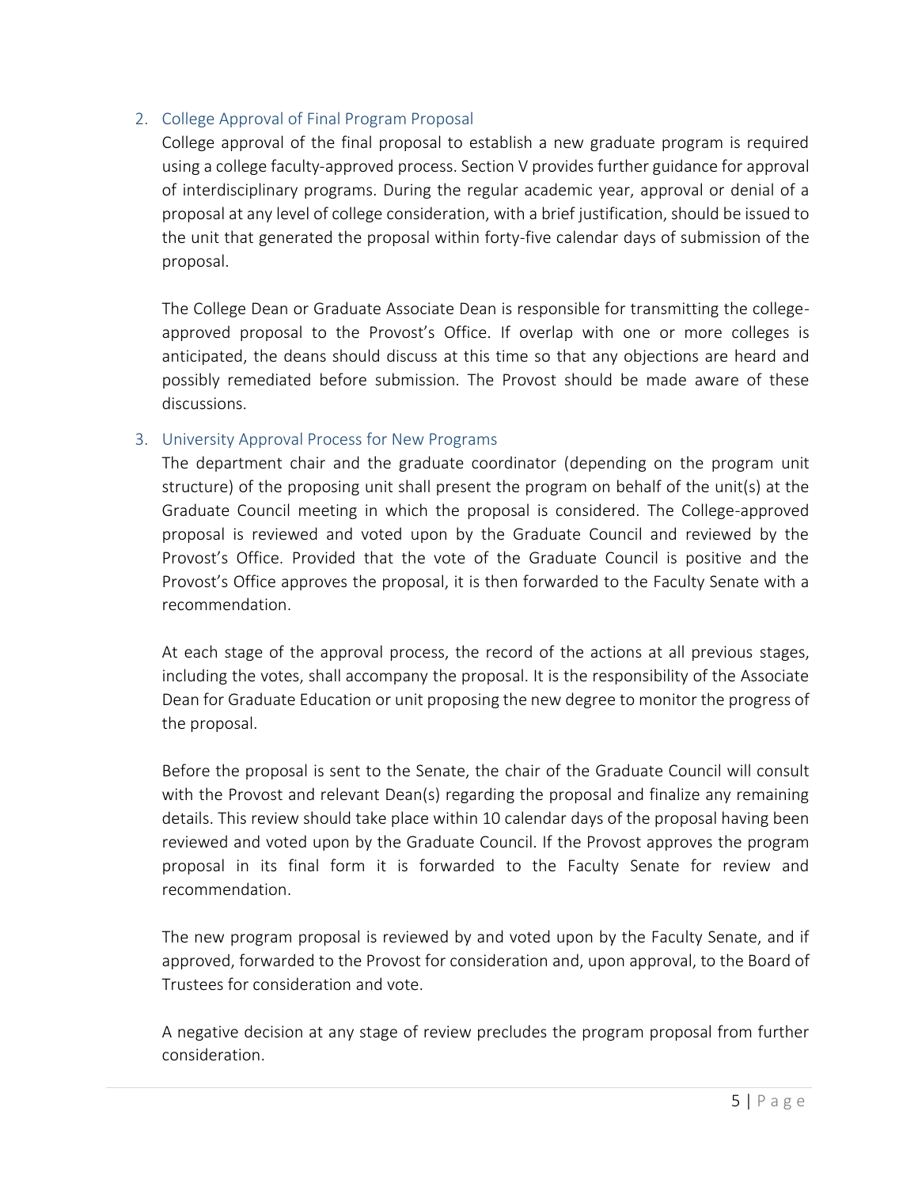2. College Approval of Final Program Proposal

   College approval of the final proposal to establish a new graduate program is required using a college faculty-approved process. Section V provides further guidance for approval of interdisciplinary programs. During the regular academic year, approval or denial of a proposal at any level of college consideration, with a brief justification, should be issued to the unit that generated the proposal within forty-five calendar days of submission of the proposal.

   The College Dean or Graduate Associate Dean is responsible for transmitting the college-approved proposal to the Provost's Office. If overlap with one or more colleges is anticipated, the deans should discuss at this time so that any objections are heard and possibly remediated before submission. The Provost should be made aware of these discussions.

3. University Approval Process for New Programs

   The department chair and the graduate coordinator (depending on the program unit structure) of the proposing unit shall present the program on behalf of the unit(s) at the Graduate Council meeting in which the proposal is considered. The College-approved proposal is reviewed and voted upon by the Graduate Council and reviewed by the Provost's Office. Provided that the vote of the Graduate Council is positive and the Provost's Office approves the proposal, it is then forwarded to the Faculty Senate with a recommendation.

   At each stage of the approval process, the record of the actions at all previous stages, including the votes, shall accompany the proposal. It is the responsibility of the Associate Dean for Graduate Education or unit proposing the new degree to monitor the progress of the proposal.

   Before the proposal is sent to the Senate, the chair of the Graduate Council will consult with the Provost and relevant Dean(s) regarding the proposal and finalize any remaining details. This review should take place within 10 calendar days of the proposal having been reviewed and voted upon by the Graduate Council. If the Provost approves the program proposal in its final form it is forwarded to the Faculty Senate for review and recommendation.

   The new program proposal is reviewed by and voted upon by the Faculty Senate, and if approved, forwarded to the Provost for consideration and, upon approval, to the Board of Trustees for consideration and vote.

   A negative decision at any stage of review precludes the program proposal from further consideration.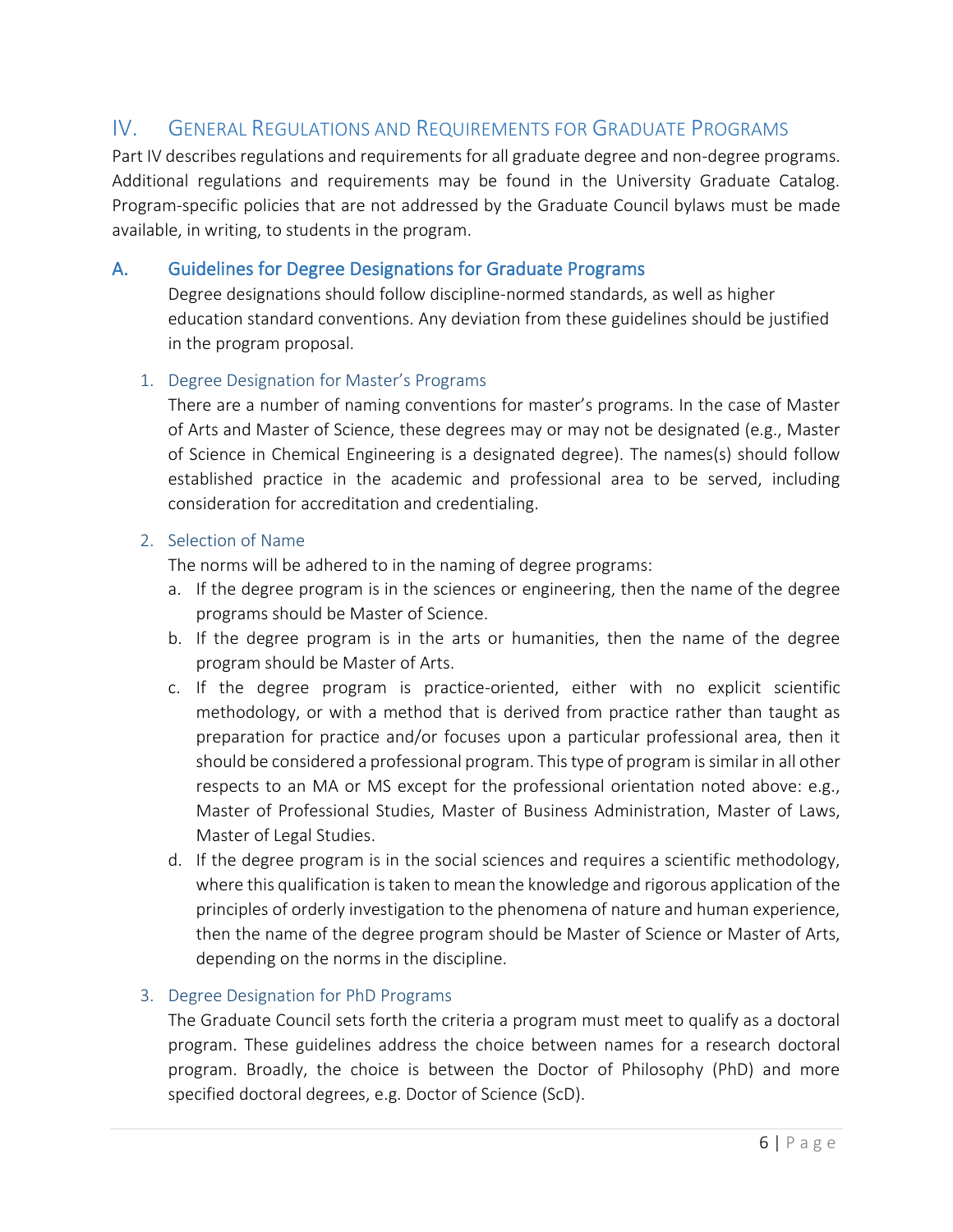# IV. General Regulations and Requirements for Graduate Programs

Part IV describes regulations and requirements for all graduate degree and non-degree programs. Additional regulations and requirements may be found in the University Graduate Catalog. Program-specific policies that are not addressed by the Graduate Council bylaws must be made available, in writing, to students in the program.

## A. Guidelines for Degree Designations for Graduate Programs

Degree designations should follow discipline-normed standards, as well as higher education standard conventions. Any deviation from these guidelines should be justified in the program proposal.

### 1. Degree Designation for Master's Programs

There are a number of naming conventions for master's programs. In the case of Master of Arts and Master of Science, these degrees may or may not be designated (e.g., Master of Science in Chemical Engineering is a designated degree). The names(s) should follow established practice in the academic and professional area to be served, including consideration for accreditation and credentialing.

### 2. Selection of Name

The norms will be adhered to in the naming of degree programs:

a. If the degree program is in the sciences or engineering, then the name of the degree programs should be Master of Science.

b. If the degree program is in the arts or humanities, then the name of the degree program should be Master of Arts.

c. If the degree program is practice-oriented, either with no explicit scientific methodology, or with a method that is derived from practice rather than taught as preparation for practice and/or focuses upon a particular professional area, then it should be considered a professional program. This type of program is similar in all other respects to an MA or MS except for the professional orientation noted above: e.g., Master of Professional Studies, Master of Business Administration, Master of Laws, Master of Legal Studies.

d. If the degree program is in the social sciences and requires a scientific methodology, where this qualification is taken to mean the knowledge and rigorous application of the principles of orderly investigation to the phenomena of nature and human experience, then the name of the degree program should be Master of Science or Master of Arts, depending on the norms in the discipline.

### 3. Degree Designation for PhD Programs

The Graduate Council sets forth the criteria a program must meet to qualify as a doctoral program. These guidelines address the choice between names for a research doctoral program. Broadly, the choice is between the Doctor of Philosophy (PhD) and more specified doctoral degrees, e.g. Doctor of Science (ScD).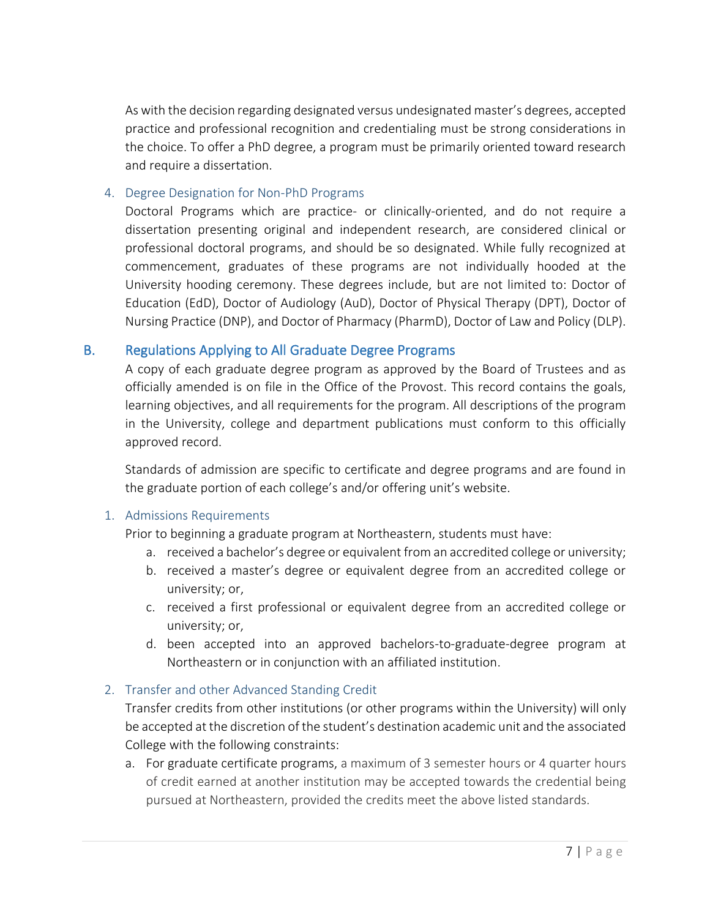As with the decision regarding designated versus undesignated master's degrees, accepted practice and professional recognition and credentialing must be strong considerations in the choice. To offer a PhD degree, a program must be primarily oriented toward research and require a dissertation.

### 4. Degree Designation for Non-PhD Programs

Doctoral Programs which are practice- or clinically-oriented, and do not require a dissertation presenting original and independent research, are considered clinical or professional doctoral programs, and should be so designated. While fully recognized at commencement, graduates of these programs are not individually hooded at the University hooding ceremony. These degrees include, but are not limited to: Doctor of Education (EdD), Doctor of Audiology (AuD), Doctor of Physical Therapy (DPT), Doctor of Nursing Practice (DNP), and Doctor of Pharmacy (PharmD), Doctor of Law and Policy (DLP).

## B. Regulations Applying to All Graduate Degree Programs

A copy of each graduate degree program as approved by the Board of Trustees and as officially amended is on file in the Office of the Provost. This record contains the goals, learning objectives, and all requirements for the program. All descriptions of the program in the University, college and department publications must conform to this officially approved record.

Standards of admission are specific to certificate and degree programs and are found in the graduate portion of each college's and/or offering unit's website.

### 1. Admissions Requirements

Prior to beginning a graduate program at Northeastern, students must have:

a. received a bachelor's degree or equivalent from an accredited college or university;
b. received a master's degree or equivalent degree from an accredited college or university; or,
c. received a first professional or equivalent degree from an accredited college or university; or,
d. been accepted into an approved bachelors-to-graduate-degree program at Northeastern or in conjunction with an affiliated institution.

### 2. Transfer and other Advanced Standing Credit

Transfer credits from other institutions (or other programs within the University) will only be accepted at the discretion of the student's destination academic unit and the associated College with the following constraints:

a. For graduate certificate programs, a maximum of 3 semester hours or 4 quarter hours of credit earned at another institution may be accepted towards the credential being pursued at Northeastern, provided the credits meet the above listed standards.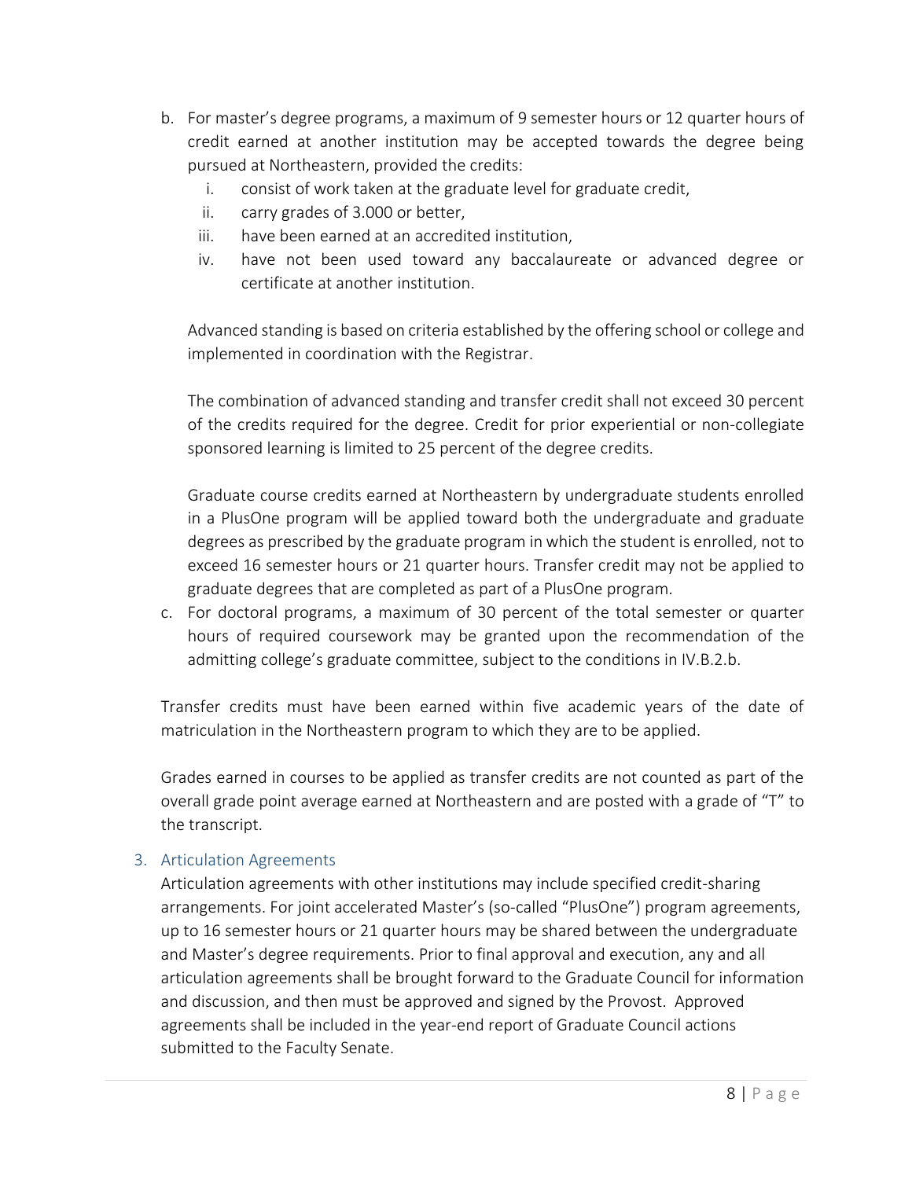b. For master's degree programs, a maximum of 9 semester hours or 12 quarter hours of credit earned at another institution may be accepted towards the degree being pursued at Northeastern, provided the credits:
   i. consist of work taken at the graduate level for graduate credit,
   ii. carry grades of 3.000 or better,
   iii. have been earned at an accredited institution,
   iv. have not been used toward any baccalaureate or advanced degree or certificate at another institution.

   Advanced standing is based on criteria established by the offering school or college and implemented in coordination with the Registrar.

   The combination of advanced standing and transfer credit shall not exceed 30 percent of the credits required for the degree. Credit for prior experiential or non-collegiate sponsored learning is limited to 25 percent of the degree credits.

   Graduate course credits earned at Northeastern by undergraduate students enrolled in a PlusOne program will be applied toward both the undergraduate and graduate degrees as prescribed by the graduate program in which the student is enrolled, not to exceed 16 semester hours or 21 quarter hours. Transfer credit may not be applied to graduate degrees that are completed as part of a PlusOne program.

c. For doctoral programs, a maximum of 30 percent of the total semester or quarter hours of required coursework may be granted upon the recommendation of the admitting college's graduate committee, subject to the conditions in IV.B.2.b.

Transfer credits must have been earned within five academic years of the date of matriculation in the Northeastern program to which they are to be applied.

Grades earned in courses to be applied as transfer credits are not counted as part of the overall grade point average earned at Northeastern and are posted with a grade of "T" to the transcript.

### 3. Articulation Agreements

Articulation agreements with other institutions may include specified credit-sharing arrangements. For joint accelerated Master's (so-called "PlusOne") program agreements, up to 16 semester hours or 21 quarter hours may be shared between the undergraduate and Master's degree requirements. Prior to final approval and execution, any and all articulation agreements shall be brought forward to the Graduate Council for information and discussion, and then must be approved and signed by the Provost. Approved agreements shall be included in the year-end report of Graduate Council actions submitted to the Faculty Senate.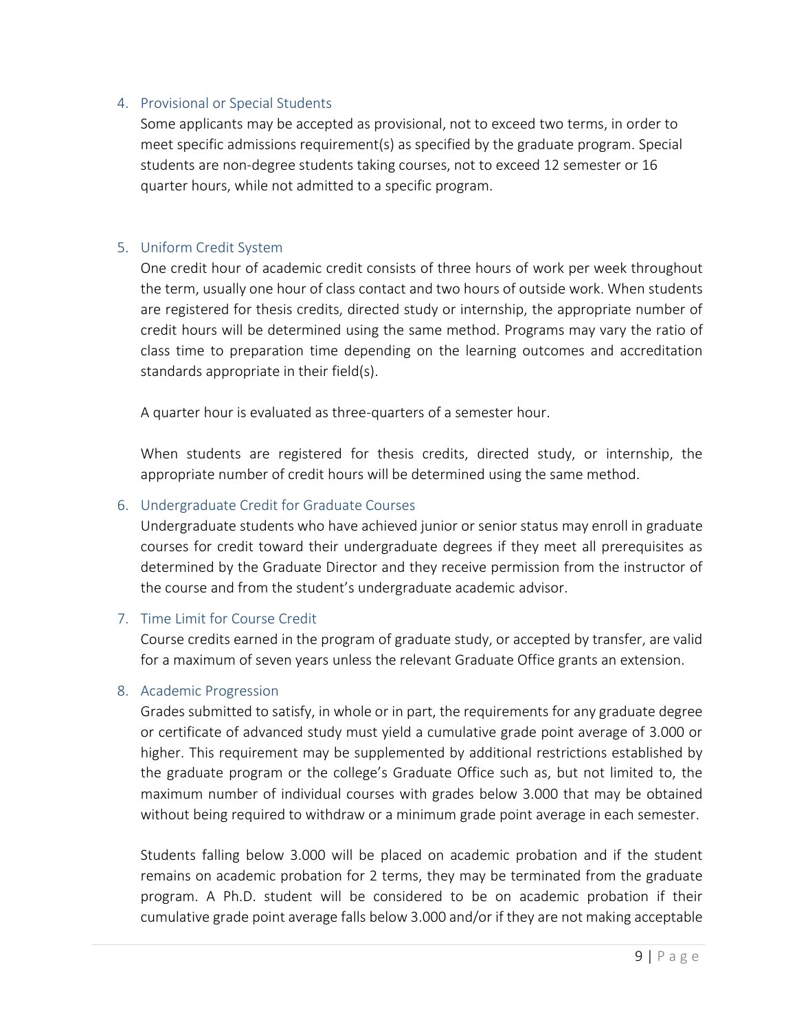4. Provisional or Special Students

   Some applicants may be accepted as provisional, not to exceed two terms, in order to meet specific admissions requirement(s) as specified by the graduate program. Special students are non-degree students taking courses, not to exceed 12 semester or 16 quarter hours, while not admitted to a specific program.

5. Uniform Credit System

   One credit hour of academic credit consists of three hours of work per week throughout the term, usually one hour of class contact and two hours of outside work. When students are registered for thesis credits, directed study or internship, the appropriate number of credit hours will be determined using the same method. Programs may vary the ratio of class time to preparation time depending on the learning outcomes and accreditation standards appropriate in their field(s).

   A quarter hour is evaluated as three-quarters of a semester hour.

   When students are registered for thesis credits, directed study, or internship, the appropriate number of credit hours will be determined using the same method.

6. Undergraduate Credit for Graduate Courses

   Undergraduate students who have achieved junior or senior status may enroll in graduate courses for credit toward their undergraduate degrees if they meet all prerequisites as determined by the Graduate Director and they receive permission from the instructor of the course and from the student's undergraduate academic advisor.

7. Time Limit for Course Credit

   Course credits earned in the program of graduate study, or accepted by transfer, are valid for a maximum of seven years unless the relevant Graduate Office grants an extension.

8. Academic Progression

   Grades submitted to satisfy, in whole or in part, the requirements for any graduate degree or certificate of advanced study must yield a cumulative grade point average of 3.000 or higher. This requirement may be supplemented by additional restrictions established by the graduate program or the college's Graduate Office such as, but not limited to, the maximum number of individual courses with grades below 3.000 that may be obtained without being required to withdraw or a minimum grade point average in each semester.

   Students falling below 3.000 will be placed on academic probation and if the student remains on academic probation for 2 terms, they may be terminated from the graduate program. A Ph.D. student will be considered to be on academic probation if their cumulative grade point average falls below 3.000 and/or if they are not making acceptable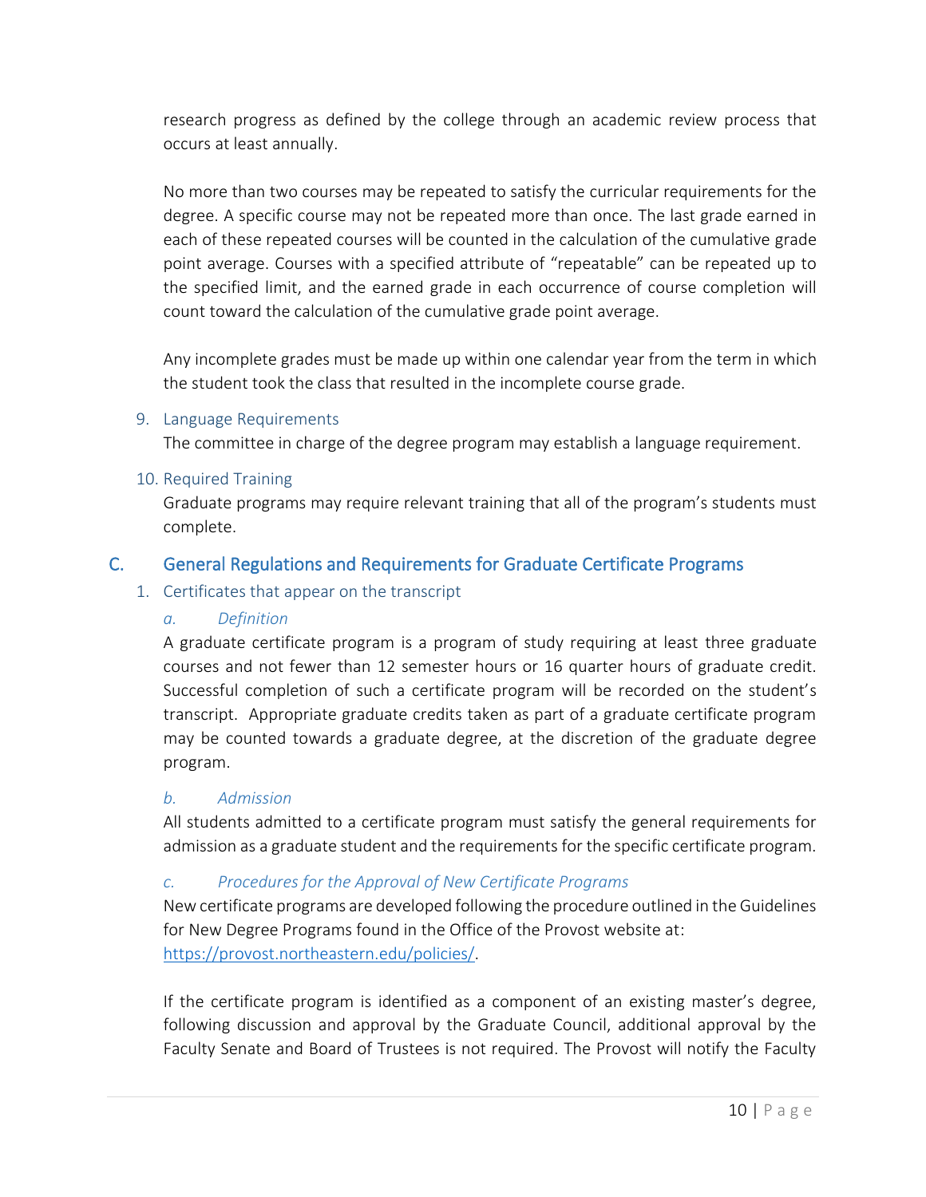research progress as defined by the college through an academic review process that occurs at least annually.

No more than two courses may be repeated to satisfy the curricular requirements for the degree. A specific course may not be repeated more than once. The last grade earned in each of these repeated courses will be counted in the calculation of the cumulative grade point average. Courses with a specified attribute of "repeatable" can be repeated up to the specified limit, and the earned grade in each occurrence of course completion will count toward the calculation of the cumulative grade point average.

Any incomplete grades must be made up within one calendar year from the term in which the student took the class that resulted in the incomplete course grade.

### 9. Language Requirements

The committee in charge of the degree program may establish a language requirement.

### 10. Required Training

Graduate programs may require relevant training that all of the program's students must complete.

## C. General Regulations and Requirements for Graduate Certificate Programs

### 1. Certificates that appear on the transcript

#### *a. Definition*

A graduate certificate program is a program of study requiring at least three graduate courses and not fewer than 12 semester hours or 16 quarter hours of graduate credit. Successful completion of such a certificate program will be recorded on the student's transcript. Appropriate graduate credits taken as part of a graduate certificate program may be counted towards a graduate degree, at the discretion of the graduate degree program.

#### *b. Admission*

All students admitted to a certificate program must satisfy the general requirements for admission as a graduate student and the requirements for the specific certificate program.

#### *c. Procedures for the Approval of New Certificate Programs*

New certificate programs are developed following the procedure outlined in the Guidelines for New Degree Programs found in the Office of the Provost website at: [https://provost.northeastern.edu/policies/](https://provost.northeastern.edu/policies/).

If the certificate program is identified as a component of an existing master's degree, following discussion and approval by the Graduate Council, additional approval by the Faculty Senate and Board of Trustees is not required. The Provost will notify the Faculty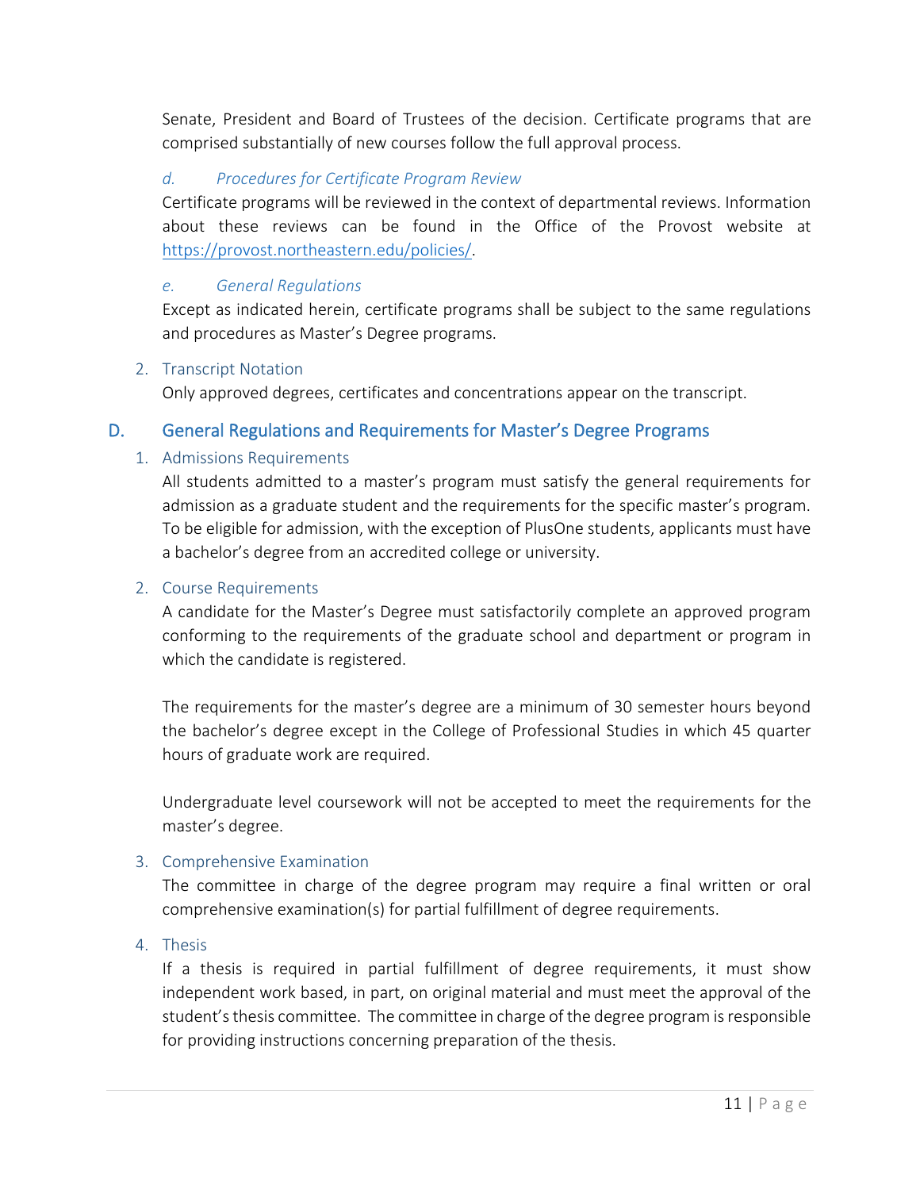Senate, President and Board of Trustees of the decision. Certificate programs that are comprised substantially of new courses follow the full approval process.

#### *d. Procedures for Certificate Program Review*

Certificate programs will be reviewed in the context of departmental reviews. Information about these reviews can be found in the Office of the Provost website at [https://provost.northeastern.edu/policies/](https://provost.northeastern.edu/policies/).

#### *e. General Regulations*

Except as indicated herein, certificate programs shall be subject to the same regulations and procedures as Master's Degree programs.

### 2. Transcript Notation

Only approved degrees, certificates and concentrations appear on the transcript.

## D. General Regulations and Requirements for Master's Degree Programs

### 1. Admissions Requirements

All students admitted to a master's program must satisfy the general requirements for admission as a graduate student and the requirements for the specific master's program. To be eligible for admission, with the exception of PlusOne students, applicants must have a bachelor's degree from an accredited college or university.

### 2. Course Requirements

A candidate for the Master's Degree must satisfactorily complete an approved program conforming to the requirements of the graduate school and department or program in which the candidate is registered.

The requirements for the master's degree are a minimum of 30 semester hours beyond the bachelor's degree except in the College of Professional Studies in which 45 quarter hours of graduate work are required.

Undergraduate level coursework will not be accepted to meet the requirements for the master's degree.

### 3. Comprehensive Examination

The committee in charge of the degree program may require a final written or oral comprehensive examination(s) for partial fulfillment of degree requirements.

### 4. Thesis

If a thesis is required in partial fulfillment of degree requirements, it must show independent work based, in part, on original material and must meet the approval of the student's thesis committee. The committee in charge of the degree program is responsible for providing instructions concerning preparation of the thesis.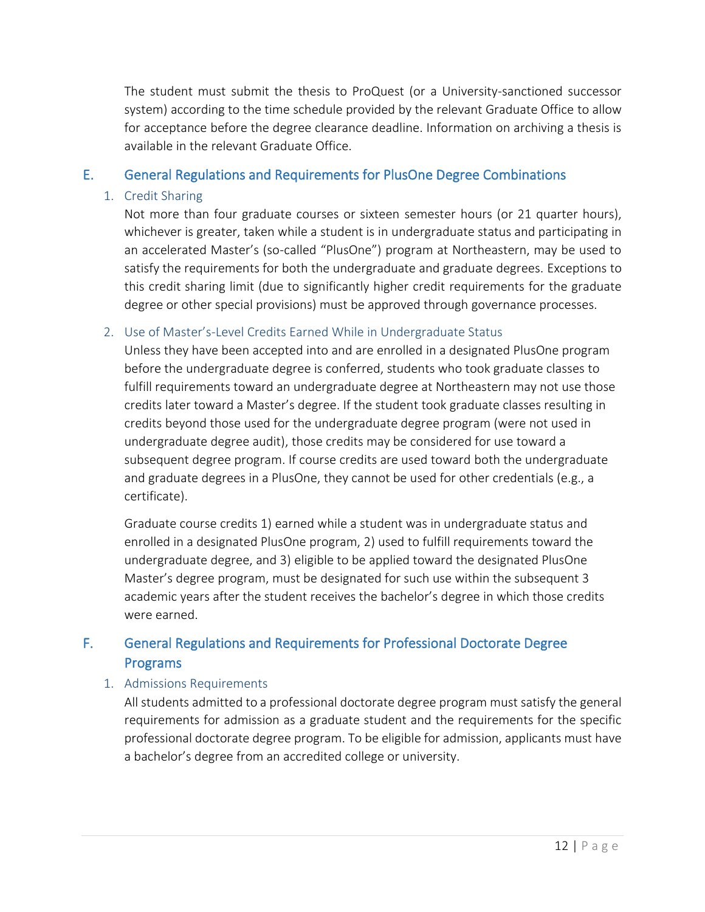The student must submit the thesis to ProQuest (or a University-sanctioned successor system) according to the time schedule provided by the relevant Graduate Office to allow for acceptance before the degree clearance deadline. Information on archiving a thesis is available in the relevant Graduate Office.

## E. General Regulations and Requirements for PlusOne Degree Combinations

### 1. Credit Sharing

Not more than four graduate courses or sixteen semester hours (or 21 quarter hours), whichever is greater, taken while a student is in undergraduate status and participating in an accelerated Master's (so-called "PlusOne") program at Northeastern, may be used to satisfy the requirements for both the undergraduate and graduate degrees. Exceptions to this credit sharing limit (due to significantly higher credit requirements for the graduate degree or other special provisions) must be approved through governance processes.

### 2. Use of Master's-Level Credits Earned While in Undergraduate Status

Unless they have been accepted into and are enrolled in a designated PlusOne program before the undergraduate degree is conferred, students who took graduate classes to fulfill requirements toward an undergraduate degree at Northeastern may not use those credits later toward a Master's degree. If the student took graduate classes resulting in credits beyond those used for the undergraduate degree program (were not used in undergraduate degree audit), those credits may be considered for use toward a subsequent degree program. If course credits are used toward both the undergraduate and graduate degrees in a PlusOne, they cannot be used for other credentials (e.g., a certificate).

Graduate course credits 1) earned while a student was in undergraduate status and enrolled in a designated PlusOne program, 2) used to fulfill requirements toward the undergraduate degree, and 3) eligible to be applied toward the designated PlusOne Master's degree program, must be designated for such use within the subsequent 3 academic years after the student receives the bachelor's degree in which those credits were earned.

## F. General Regulations and Requirements for Professional Doctorate Degree Programs

### 1. Admissions Requirements

All students admitted to a professional doctorate degree program must satisfy the general requirements for admission as a graduate student and the requirements for the specific professional doctorate degree program. To be eligible for admission, applicants must have a bachelor's degree from an accredited college or university.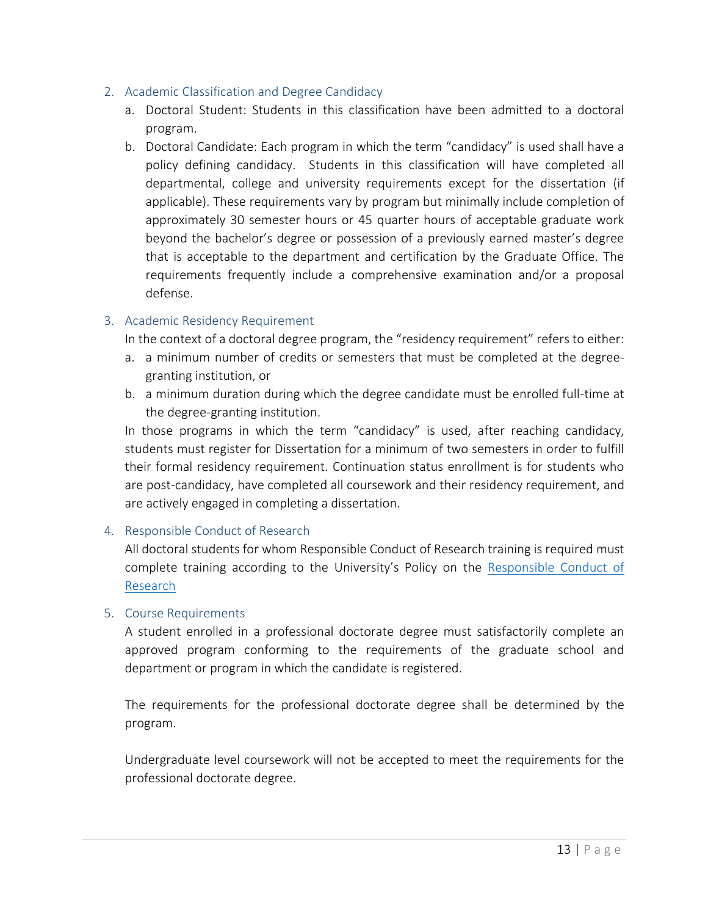2. Academic Classification and Degree Candidacy
   a. Doctoral Student: Students in this classification have been admitted to a doctoral program.
   b. Doctoral Candidate: Each program in which the term "candidacy" is used shall have a policy defining candidacy. Students in this classification will have completed all departmental, college and university requirements except for the dissertation (if applicable). These requirements vary by program but minimally include completion of approximately 30 semester hours or 45 quarter hours of acceptable graduate work beyond the bachelor's degree or possession of a previously earned master's degree that is acceptable to the department and certification by the Graduate Office. The requirements frequently include a comprehensive examination and/or a proposal defense.

3. Academic Residency Requirement

   In the context of a doctoral degree program, the "residency requirement" refers to either:
   a. a minimum number of credits or semesters that must be completed at the degree-granting institution, or
   b. a minimum duration during which the degree candidate must be enrolled full-time at the degree-granting institution.

   In those programs in which the term "candidacy" is used, after reaching candidacy, students must register for Dissertation for a minimum of two semesters in order to fulfill their formal residency requirement. Continuation status enrollment is for students who are post-candidacy, have completed all coursework and their residency requirement, and are actively engaged in completing a dissertation.

4. Responsible Conduct of Research

   All doctoral students for whom Responsible Conduct of Research training is required must complete training according to the University's Policy on the Responsible Conduct of Research

5. Course Requirements

   A student enrolled in a professional doctorate degree must satisfactorily complete an approved program conforming to the requirements of the graduate school and department or program in which the candidate is registered.

   The requirements for the professional doctorate degree shall be determined by the program.

   Undergraduate level coursework will not be accepted to meet the requirements for the professional doctorate degree.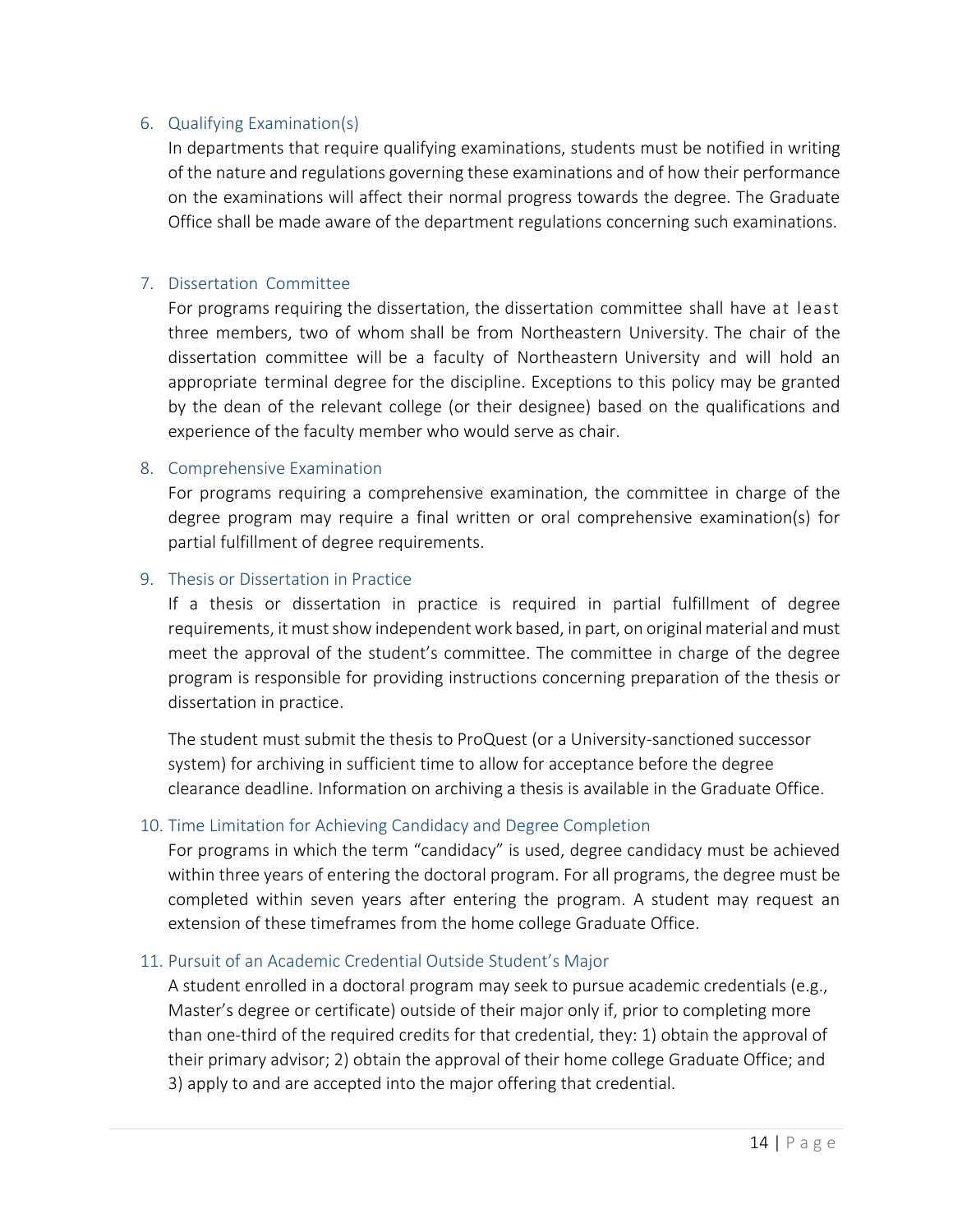6. Qualifying Examination(s)

   In departments that require qualifying examinations, students must be notified in writing of the nature and regulations governing these examinations and of how their performance on the examinations will affect their normal progress towards the degree. The Graduate Office shall be made aware of the department regulations concerning such examinations.

7. Dissertation Committee

   For programs requiring the dissertation, the dissertation committee shall have at least three members, two of whom shall be from Northeastern University. The chair of the dissertation committee will be a faculty of Northeastern University and will hold an appropriate terminal degree for the discipline. Exceptions to this policy may be granted by the dean of the relevant college (or their designee) based on the qualifications and experience of the faculty member who would serve as chair.

8. Comprehensive Examination

   For programs requiring a comprehensive examination, the committee in charge of the degree program may require a final written or oral comprehensive examination(s) for partial fulfillment of degree requirements.

9. Thesis or Dissertation in Practice

   If a thesis or dissertation in practice is required in partial fulfillment of degree requirements, it must show independent work based, in part, on original material and must meet the approval of the student's committee. The committee in charge of the degree program is responsible for providing instructions concerning preparation of the thesis or dissertation in practice.

   The student must submit the thesis to ProQuest (or a University-sanctioned successor system) for archiving in sufficient time to allow for acceptance before the degree clearance deadline. Information on archiving a thesis is available in the Graduate Office.

10. Time Limitation for Achieving Candidacy and Degree Completion

    For programs in which the term "candidacy" is used, degree candidacy must be achieved within three years of entering the doctoral program. For all programs, the degree must be completed within seven years after entering the program. A student may request an extension of these timeframes from the home college Graduate Office.

11. Pursuit of an Academic Credential Outside Student's Major

    A student enrolled in a doctoral program may seek to pursue academic credentials (e.g., Master's degree or certificate) outside of their major only if, prior to completing more than one-third of the required credits for that credential, they: 1) obtain the approval of their primary advisor; 2) obtain the approval of their home college Graduate Office; and 3) apply to and are accepted into the major offering that credential.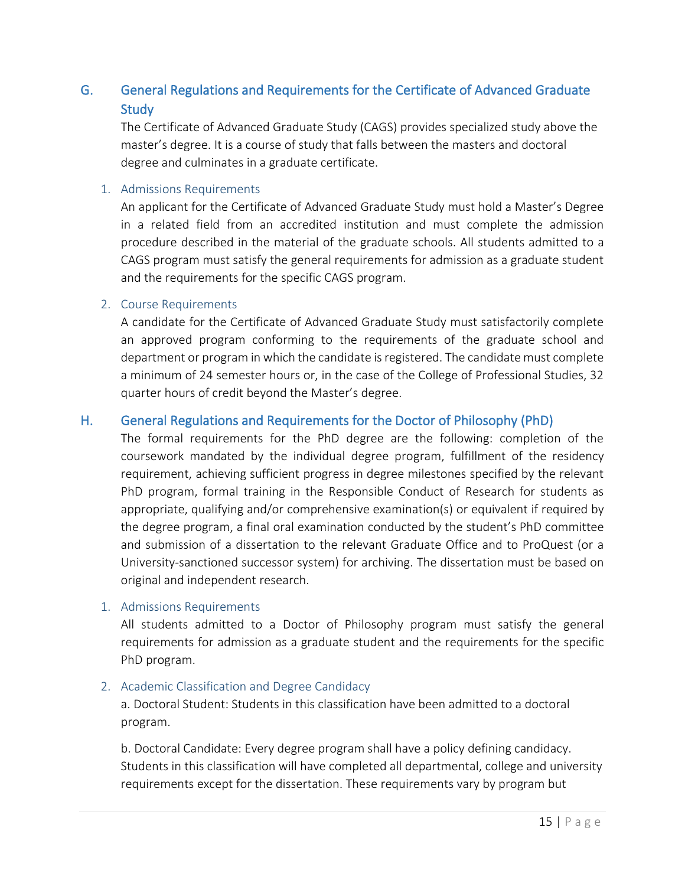## G. General Regulations and Requirements for the Certificate of Advanced Graduate Study

The Certificate of Advanced Graduate Study (CAGS) provides specialized study above the master's degree. It is a course of study that falls between the masters and doctoral degree and culminates in a graduate certificate.

### 1. Admissions Requirements

An applicant for the Certificate of Advanced Graduate Study must hold a Master's Degree in a related field from an accredited institution and must complete the admission procedure described in the material of the graduate schools. All students admitted to a CAGS program must satisfy the general requirements for admission as a graduate student and the requirements for the specific CAGS program.

### 2. Course Requirements

A candidate for the Certificate of Advanced Graduate Study must satisfactorily complete an approved program conforming to the requirements of the graduate school and department or program in which the candidate is registered. The candidate must complete a minimum of 24 semester hours or, in the case of the College of Professional Studies, 32 quarter hours of credit beyond the Master's degree.

## H. General Regulations and Requirements for the Doctor of Philosophy (PhD)

The formal requirements for the PhD degree are the following: completion of the coursework mandated by the individual degree program, fulfillment of the residency requirement, achieving sufficient progress in degree milestones specified by the relevant PhD program, formal training in the Responsible Conduct of Research for students as appropriate, qualifying and/or comprehensive examination(s) or equivalent if required by the degree program, a final oral examination conducted by the student's PhD committee and submission of a dissertation to the relevant Graduate Office and to ProQuest (or a University-sanctioned successor system) for archiving. The dissertation must be based on original and independent research.

### 1. Admissions Requirements

All students admitted to a Doctor of Philosophy program must satisfy the general requirements for admission as a graduate student and the requirements for the specific PhD program.

### 2. Academic Classification and Degree Candidacy

a. Doctoral Student: Students in this classification have been admitted to a doctoral program.

b. Doctoral Candidate: Every degree program shall have a policy defining candidacy. Students in this classification will have completed all departmental, college and university requirements except for the dissertation. These requirements vary by program but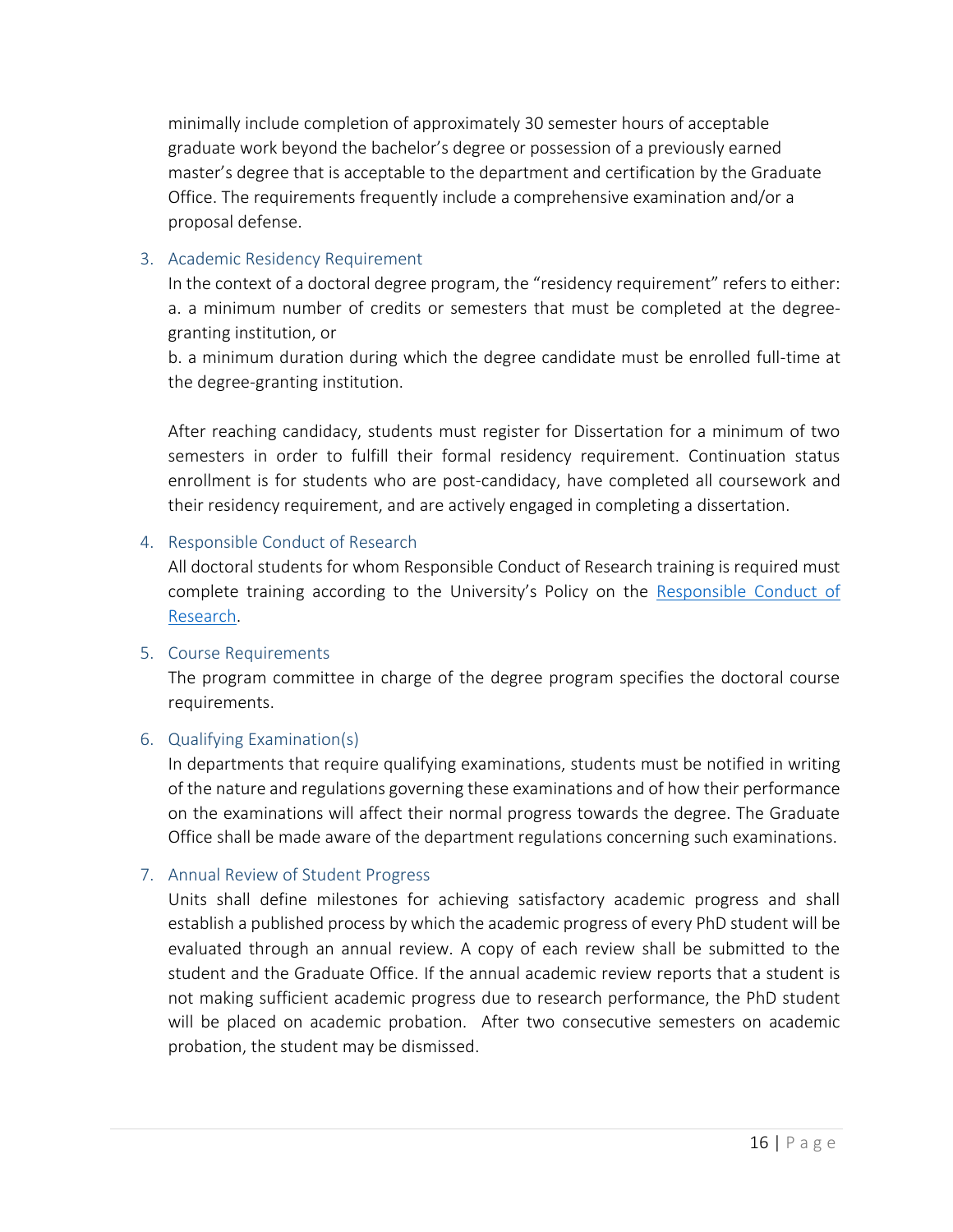minimally include completion of approximately 30 semester hours of acceptable graduate work beyond the bachelor's degree or possession of a previously earned master's degree that is acceptable to the department and certification by the Graduate Office. The requirements frequently include a comprehensive examination and/or a proposal defense.

3. Academic Residency Requirement

   In the context of a doctoral degree program, the "residency requirement" refers to either:
   a. a minimum number of credits or semesters that must be completed at the degree-granting institution, or
   b. a minimum duration during which the degree candidate must be enrolled full-time at the degree-granting institution.

   After reaching candidacy, students must register for Dissertation for a minimum of two semesters in order to fulfill their formal residency requirement. Continuation status enrollment is for students who are post-candidacy, have completed all coursework and their residency requirement, and are actively engaged in completing a dissertation.

4. Responsible Conduct of Research

   All doctoral students for whom Responsible Conduct of Research training is required must complete training according to the University's Policy on the Responsible Conduct of Research.

5. Course Requirements

   The program committee in charge of the degree program specifies the doctoral course requirements.

6. Qualifying Examination(s)

   In departments that require qualifying examinations, students must be notified in writing of the nature and regulations governing these examinations and of how their performance on the examinations will affect their normal progress towards the degree. The Graduate Office shall be made aware of the department regulations concerning such examinations.

7. Annual Review of Student Progress

   Units shall define milestones for achieving satisfactory academic progress and shall establish a published process by which the academic progress of every PhD student will be evaluated through an annual review. A copy of each review shall be submitted to the student and the Graduate Office. If the annual academic review reports that a student is not making sufficient academic progress due to research performance, the PhD student will be placed on academic probation. After two consecutive semesters on academic probation, the student may be dismissed.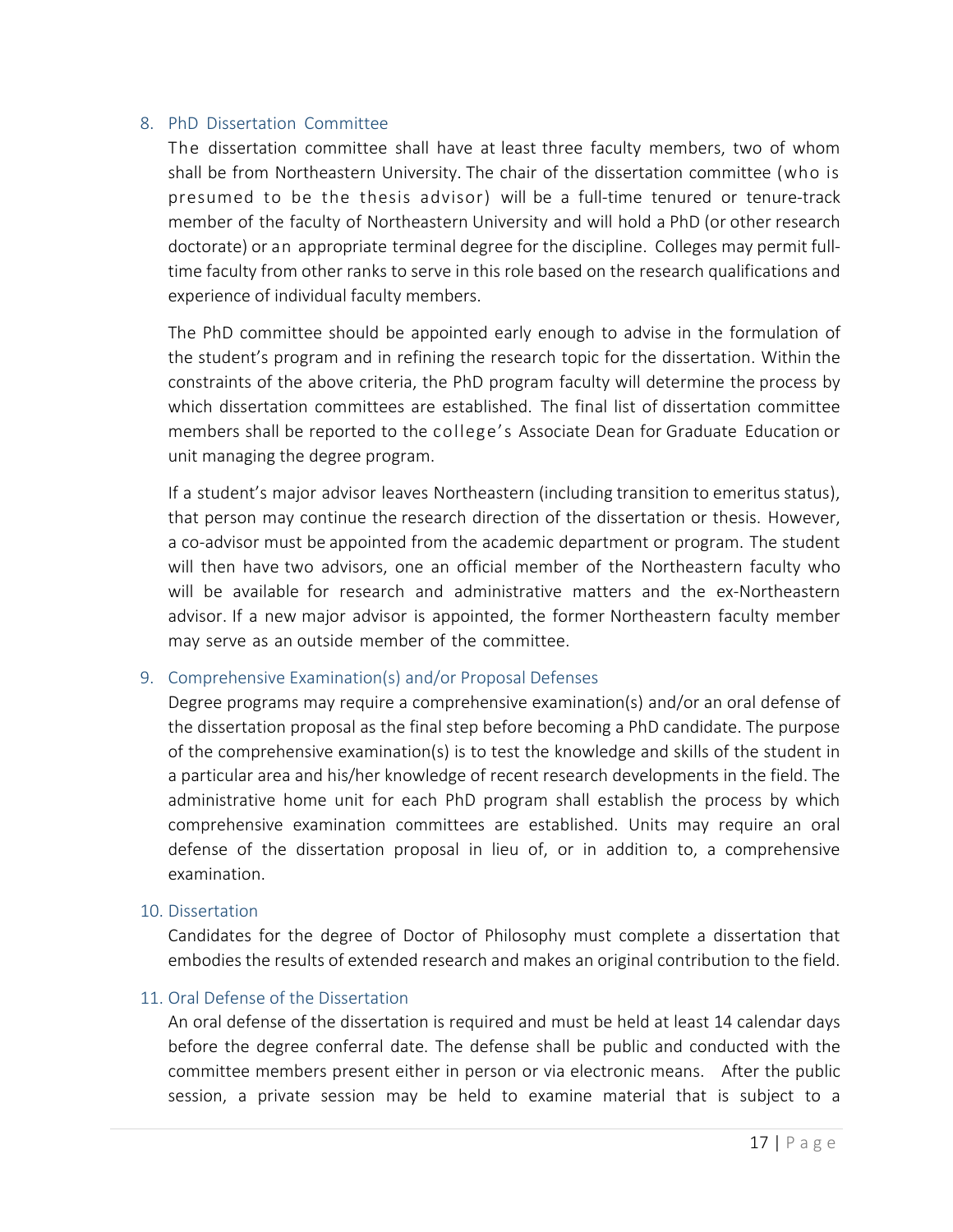## 8. PhD Dissertation Committee

The dissertation committee shall have at least three faculty members, two of whom shall be from Northeastern University. The chair of the dissertation committee (who is presumed to be the thesis advisor) will be a full-time tenured or tenure-track member of the faculty of Northeastern University and will hold a PhD (or other research doctorate) or an appropriate terminal degree for the discipline. Colleges may permit full-time faculty from other ranks to serve in this role based on the research qualifications and experience of individual faculty members.

The PhD committee should be appointed early enough to advise in the formulation of the student's program and in refining the research topic for the dissertation. Within the constraints of the above criteria, the PhD program faculty will determine the process by which dissertation committees are established. The final list of dissertation committee members shall be reported to the college's Associate Dean for Graduate Education or unit managing the degree program.

If a student's major advisor leaves Northeastern (including transition to emeritus status), that person may continue the research direction of the dissertation or thesis. However, a co-advisor must be appointed from the academic department or program. The student will then have two advisors, one an official member of the Northeastern faculty who will be available for research and administrative matters and the ex-Northeastern advisor. If a new major advisor is appointed, the former Northeastern faculty member may serve as an outside member of the committee.

## 9. Comprehensive Examination(s) and/or Proposal Defenses

Degree programs may require a comprehensive examination(s) and/or an oral defense of the dissertation proposal as the final step before becoming a PhD candidate. The purpose of the comprehensive examination(s) is to test the knowledge and skills of the student in a particular area and his/her knowledge of recent research developments in the field. The administrative home unit for each PhD program shall establish the process by which comprehensive examination committees are established. Units may require an oral defense of the dissertation proposal in lieu of, or in addition to, a comprehensive examination.

## 10. Dissertation

Candidates for the degree of Doctor of Philosophy must complete a dissertation that embodies the results of extended research and makes an original contribution to the field.

## 11. Oral Defense of the Dissertation

An oral defense of the dissertation is required and must be held at least 14 calendar days before the degree conferral date. The defense shall be public and conducted with the committee members present either in person or via electronic means. After the public session, a private session may be held to examine material that is subject to a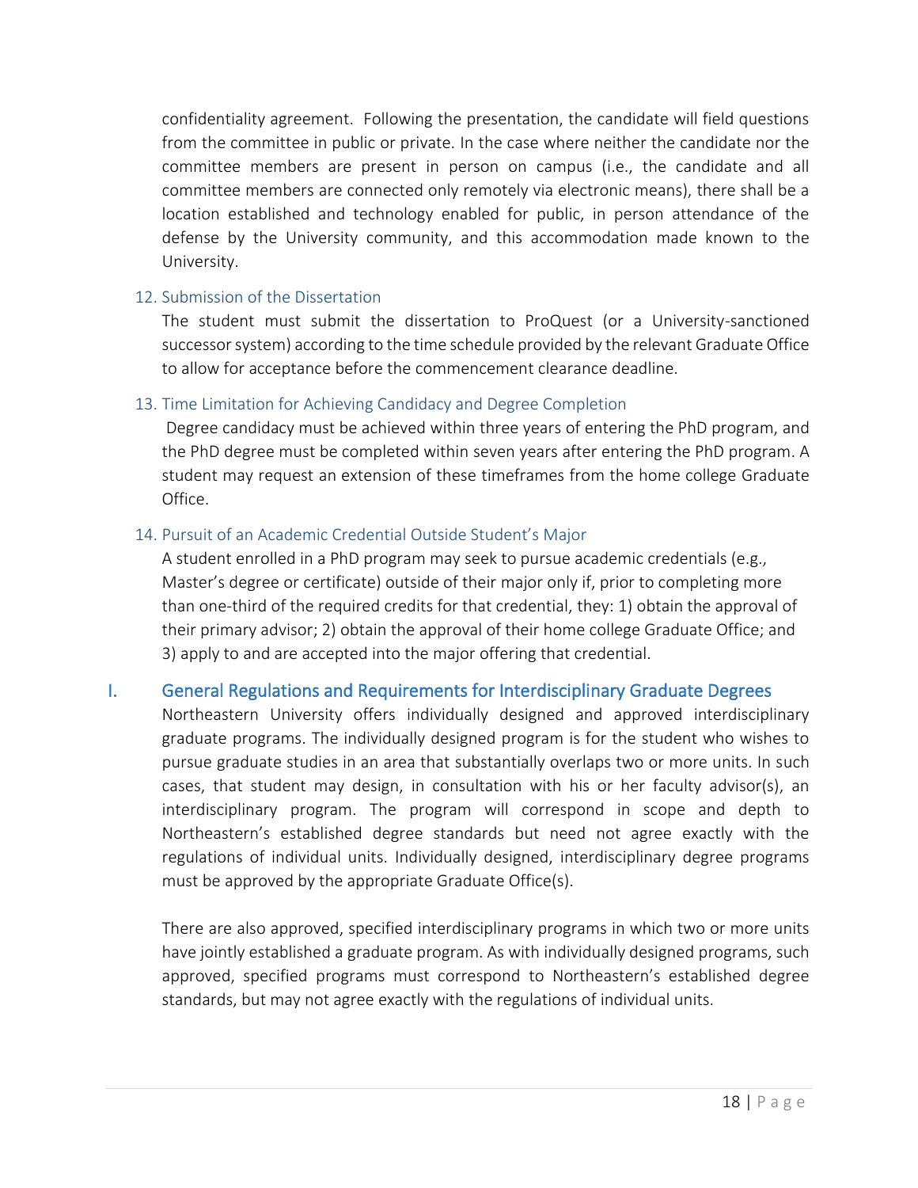confidentiality agreement. Following the presentation, the candidate will field questions from the committee in public or private. In the case where neither the candidate nor the committee members are present in person on campus (i.e., the candidate and all committee members are connected only remotely via electronic means), there shall be a location established and technology enabled for public, in person attendance of the defense by the University community, and this accommodation made known to the University.

### 12. Submission of the Dissertation

The student must submit the dissertation to ProQuest (or a University-sanctioned successor system) according to the time schedule provided by the relevant Graduate Office to allow for acceptance before the commencement clearance deadline.

### 13. Time Limitation for Achieving Candidacy and Degree Completion

Degree candidacy must be achieved within three years of entering the PhD program, and the PhD degree must be completed within seven years after entering the PhD program. A student may request an extension of these timeframes from the home college Graduate Office.

### 14. Pursuit of an Academic Credential Outside Student's Major

A student enrolled in a PhD program may seek to pursue academic credentials (e.g., Master's degree or certificate) outside of their major only if, prior to completing more than one-third of the required credits for that credential, they: 1) obtain the approval of their primary advisor; 2) obtain the approval of their home college Graduate Office; and 3) apply to and are accepted into the major offering that credential.

## I. General Regulations and Requirements for Interdisciplinary Graduate Degrees

Northeastern University offers individually designed and approved interdisciplinary graduate programs. The individually designed program is for the student who wishes to pursue graduate studies in an area that substantially overlaps two or more units. In such cases, that student may design, in consultation with his or her faculty advisor(s), an interdisciplinary program. The program will correspond in scope and depth to Northeastern's established degree standards but need not agree exactly with the regulations of individual units. Individually designed, interdisciplinary degree programs must be approved by the appropriate Graduate Office(s).

There are also approved, specified interdisciplinary programs in which two or more units have jointly established a graduate program. As with individually designed programs, such approved, specified programs must correspond to Northeastern's established degree standards, but may not agree exactly with the regulations of individual units.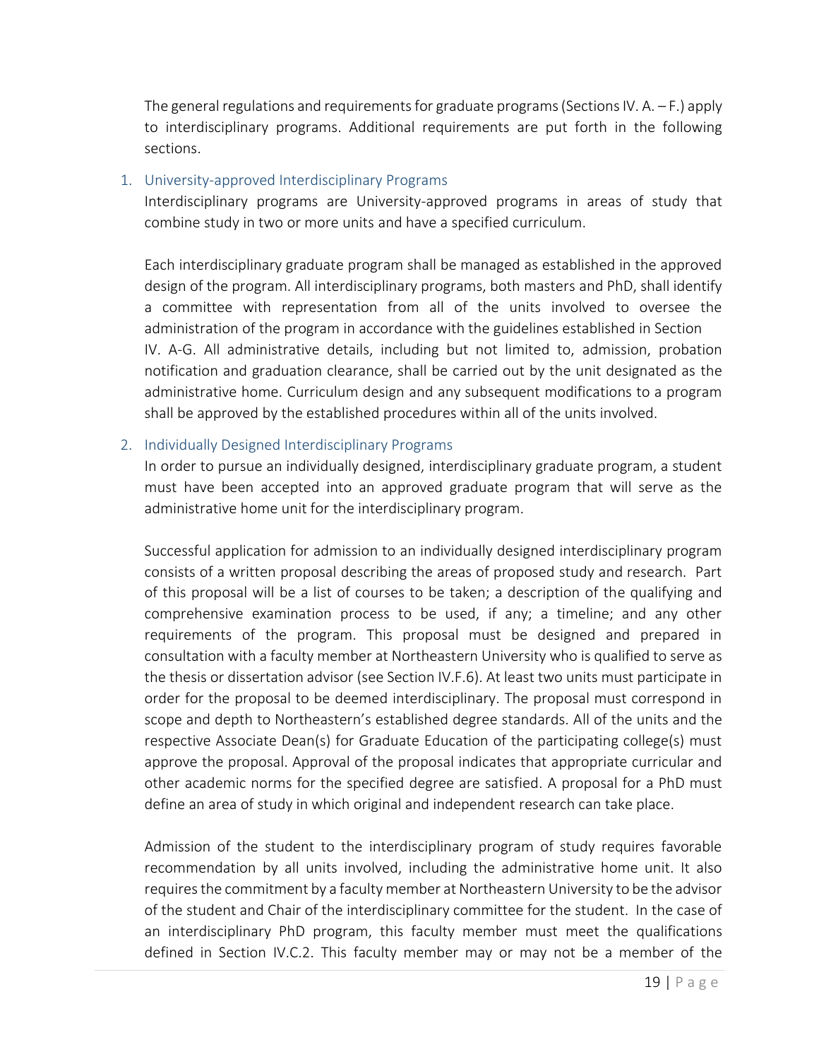The general regulations and requirements for graduate programs (Sections IV. A. – F.) apply to interdisciplinary programs. Additional requirements are put forth in the following sections.

1. University-approved Interdisciplinary Programs

   Interdisciplinary programs are University-approved programs in areas of study that combine study in two or more units and have a specified curriculum.

   Each interdisciplinary graduate program shall be managed as established in the approved design of the program. All interdisciplinary programs, both masters and PhD, shall identify a committee with representation from all of the units involved to oversee the administration of the program in accordance with the guidelines established in Section IV. A-G. All administrative details, including but not limited to, admission, probation notification and graduation clearance, shall be carried out by the unit designated as the administrative home. Curriculum design and any subsequent modifications to a program shall be approved by the established procedures within all of the units involved.

2. Individually Designed Interdisciplinary Programs

   In order to pursue an individually designed, interdisciplinary graduate program, a student must have been accepted into an approved graduate program that will serve as the administrative home unit for the interdisciplinary program.

   Successful application for admission to an individually designed interdisciplinary program consists of a written proposal describing the areas of proposed study and research. Part of this proposal will be a list of courses to be taken; a description of the qualifying and comprehensive examination process to be used, if any; a timeline; and any other requirements of the program. This proposal must be designed and prepared in consultation with a faculty member at Northeastern University who is qualified to serve as the thesis or dissertation advisor (see Section IV.F.6). At least two units must participate in order for the proposal to be deemed interdisciplinary. The proposal must correspond in scope and depth to Northeastern's established degree standards. All of the units and the respective Associate Dean(s) for Graduate Education of the participating college(s) must approve the proposal. Approval of the proposal indicates that appropriate curricular and other academic norms for the specified degree are satisfied. A proposal for a PhD must define an area of study in which original and independent research can take place.

   Admission of the student to the interdisciplinary program of study requires favorable recommendation by all units involved, including the administrative home unit. It also requires the commitment by a faculty member at Northeastern University to be the advisor of the student and Chair of the interdisciplinary committee for the student. In the case of an interdisciplinary PhD program, this faculty member must meet the qualifications defined in Section IV.C.2. This faculty member may or may not be a member of the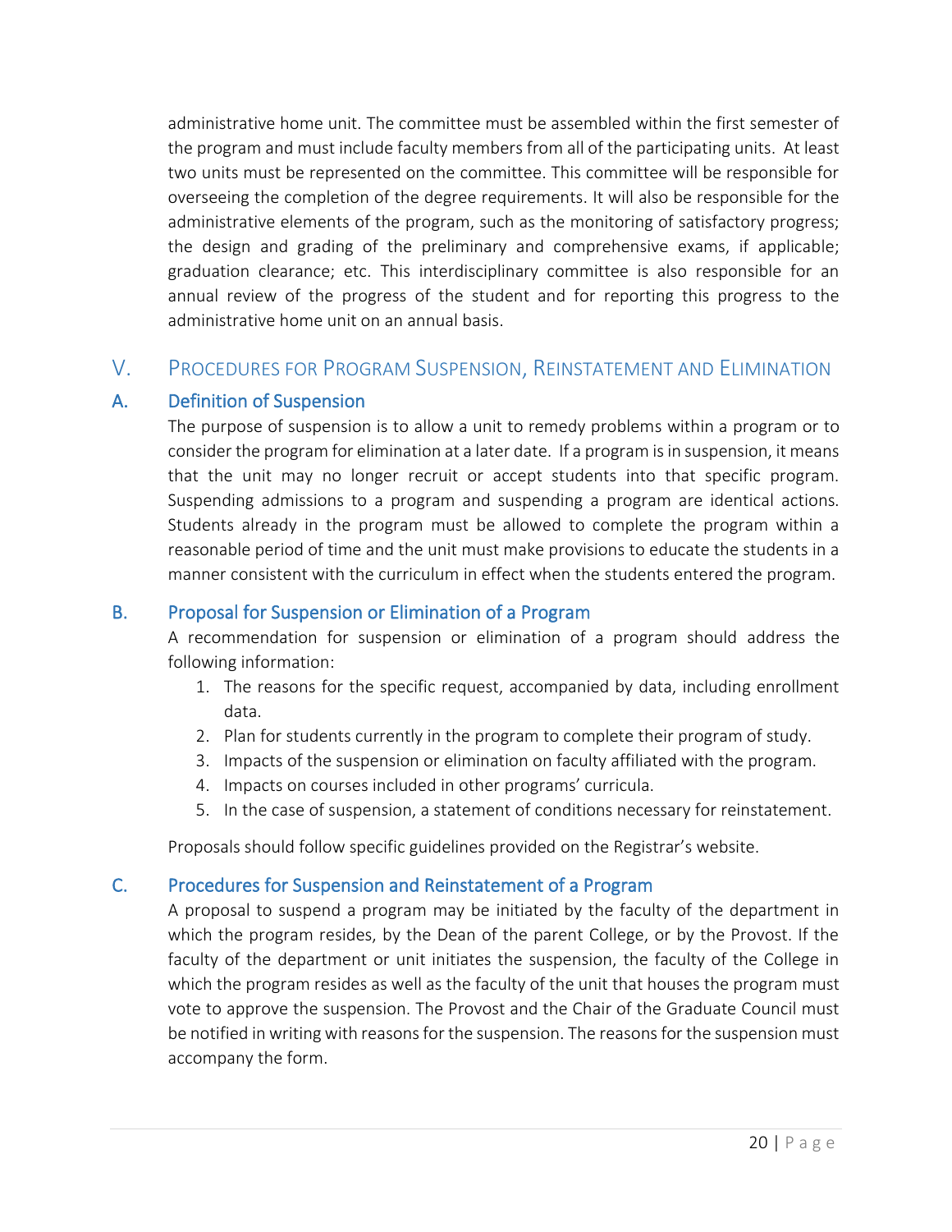administrative home unit. The committee must be assembled within the first semester of the program and must include faculty members from all of the participating units. At least two units must be represented on the committee. This committee will be responsible for overseeing the completion of the degree requirements. It will also be responsible for the administrative elements of the program, such as the monitoring of satisfactory progress; the design and grading of the preliminary and comprehensive exams, if applicable; graduation clearance; etc. This interdisciplinary committee is also responsible for an annual review of the progress of the student and for reporting this progress to the administrative home unit on an annual basis.

## V. Procedures for Program Suspension, Reinstatement and Elimination

### A. Definition of Suspension

The purpose of suspension is to allow a unit to remedy problems within a program or to consider the program for elimination at a later date. If a program is in suspension, it means that the unit may no longer recruit or accept students into that specific program. Suspending admissions to a program and suspending a program are identical actions. Students already in the program must be allowed to complete the program within a reasonable period of time and the unit must make provisions to educate the students in a manner consistent with the curriculum in effect when the students entered the program.

### B. Proposal for Suspension or Elimination of a Program

A recommendation for suspension or elimination of a program should address the following information:

1. The reasons for the specific request, accompanied by data, including enrollment data.
2. Plan for students currently in the program to complete their program of study.
3. Impacts of the suspension or elimination on faculty affiliated with the program.
4. Impacts on courses included in other programs' curricula.
5. In the case of suspension, a statement of conditions necessary for reinstatement.

Proposals should follow specific guidelines provided on the Registrar's website.

### C. Procedures for Suspension and Reinstatement of a Program

A proposal to suspend a program may be initiated by the faculty of the department in which the program resides, by the Dean of the parent College, or by the Provost. If the faculty of the department or unit initiates the suspension, the faculty of the College in which the program resides as well as the faculty of the unit that houses the program must vote to approve the suspension. The Provost and the Chair of the Graduate Council must be notified in writing with reasons for the suspension. The reasons for the suspension must accompany the form.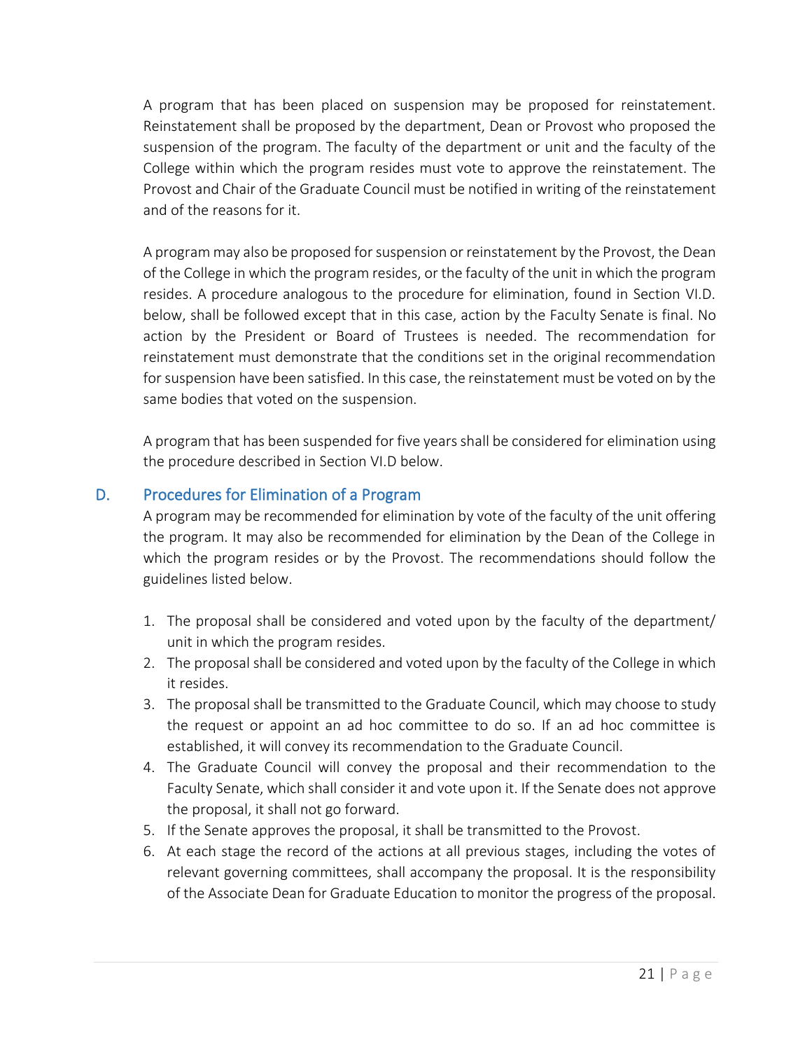A program that has been placed on suspension may be proposed for reinstatement. Reinstatement shall be proposed by the department, Dean or Provost who proposed the suspension of the program. The faculty of the department or unit and the faculty of the College within which the program resides must vote to approve the reinstatement. The Provost and Chair of the Graduate Council must be notified in writing of the reinstatement and of the reasons for it.

A program may also be proposed for suspension or reinstatement by the Provost, the Dean of the College in which the program resides, or the faculty of the unit in which the program resides. A procedure analogous to the procedure for elimination, found in Section VI.D. below, shall be followed except that in this case, action by the Faculty Senate is final. No action by the President or Board of Trustees is needed. The recommendation for reinstatement must demonstrate that the conditions set in the original recommendation for suspension have been satisfied. In this case, the reinstatement must be voted on by the same bodies that voted on the suspension.

A program that has been suspended for five years shall be considered for elimination using the procedure described in Section VI.D below.

## D. Procedures for Elimination of a Program

A program may be recommended for elimination by vote of the faculty of the unit offering the program. It may also be recommended for elimination by the Dean of the College in which the program resides or by the Provost. The recommendations should follow the guidelines listed below.

1. The proposal shall be considered and voted upon by the faculty of the department/ unit in which the program resides.
2. The proposal shall be considered and voted upon by the faculty of the College in which it resides.
3. The proposal shall be transmitted to the Graduate Council, which may choose to study the request or appoint an ad hoc committee to do so. If an ad hoc committee is established, it will convey its recommendation to the Graduate Council.
4. The Graduate Council will convey the proposal and their recommendation to the Faculty Senate, which shall consider it and vote upon it. If the Senate does not approve the proposal, it shall not go forward.
5. If the Senate approves the proposal, it shall be transmitted to the Provost.
6. At each stage the record of the actions at all previous stages, including the votes of relevant governing committees, shall accompany the proposal. It is the responsibility of the Associate Dean for Graduate Education to monitor the progress of the proposal.